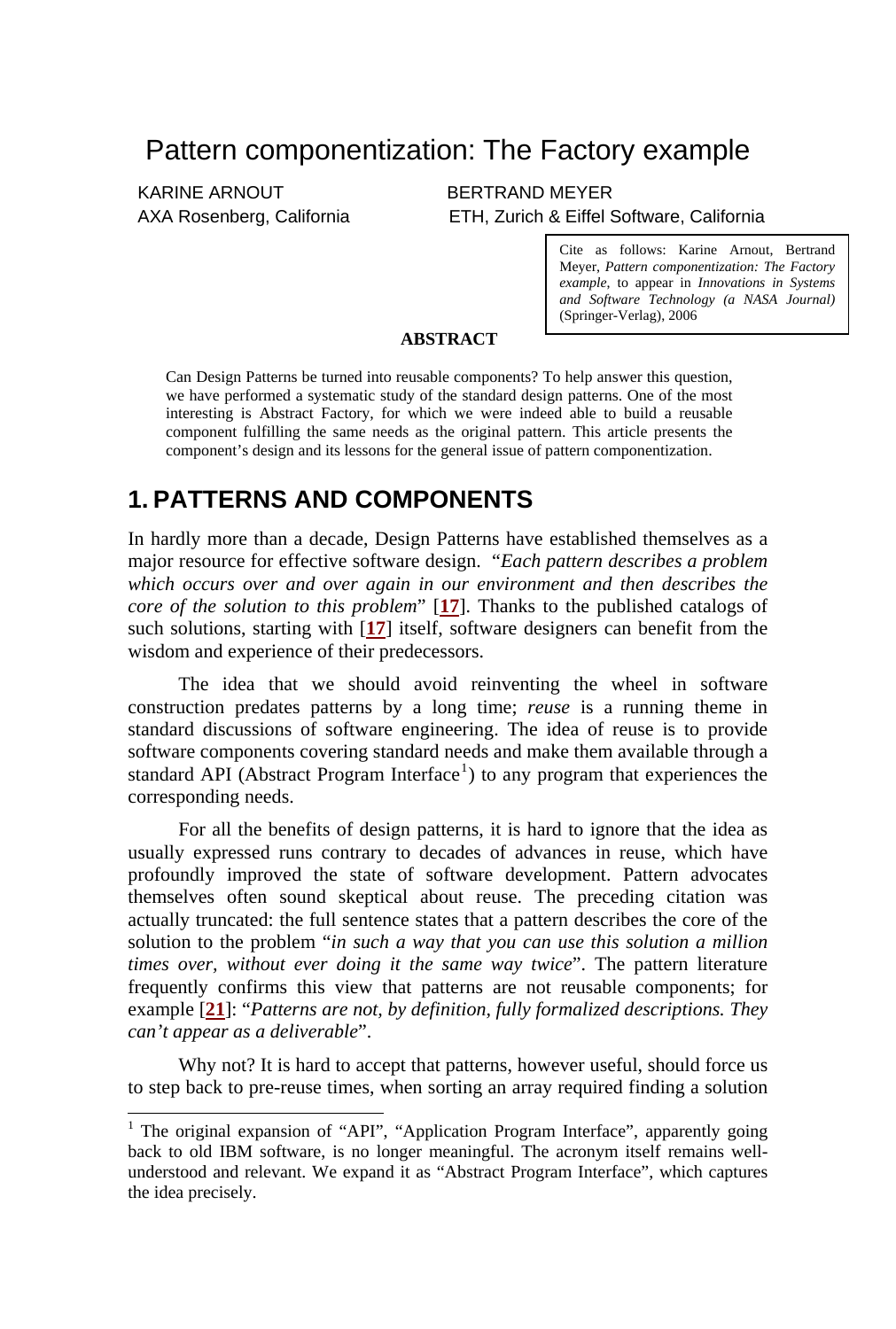# Pattern componentization: The Factory example

KARINE ARNOUT
AXA Rosenberg, California

BERTRAND MEYER
ETH, Zurich & Eiffel Software, California

Cite as follows: Karine Arnout, Bertrand Meyer, *Pattern componentization: The Factory example*, to appear in *Innovations in Systems and Software Technology (a NASA Journal)* (Springer-Verlag), 2006

**ABSTRACT**

Can Design Patterns be turned into reusable components? To help answer this question, we have performed a systematic study of the standard design patterns. One of the most interesting is Abstract Factory, for which we were indeed able to build a reusable component fulfilling the same needs as the original pattern. This article presents the component's design and its lessons for the general issue of pattern componentization.

## 1. PATTERNS AND COMPONENTS

In hardly more than a decade, Design Patterns have established themselves as a major resource for effective software design. "*Each pattern describes a problem which occurs over and over again in our environment and then describes the core of the solution to this problem*" [**17**]. Thanks to the published catalogs of such solutions, starting with [**17**] itself, software designers can benefit from the wisdom and experience of their predecessors.

The idea that we should avoid reinventing the wheel in software construction predates patterns by a long time; *reuse* is a running theme in standard discussions of software engineering. The idea of reuse is to provide software components covering standard needs and make them available through a standard API (Abstract Program Interface[1]) to any program that experiences the corresponding needs.

For all the benefits of design patterns, it is hard to ignore that the idea as usually expressed runs contrary to decades of advances in reuse, which have profoundly improved the state of software development. Pattern advocates themselves often sound skeptical about reuse. The preceding citation was actually truncated: the full sentence states that a pattern describes the core of the solution to the problem "*in such a way that you can use this solution a million times over, without ever doing it the same way twice*". The pattern literature frequently confirms this view that patterns are not reusable components; for example [**21**]: "*Patterns are not, by definition, fully formalized descriptions. They can't appear as a deliverable*".

Why not? It is hard to accept that patterns, however useful, should force us to step back to pre-reuse times, when sorting an array required finding a solution

[1] The original expansion of "API", "Application Program Interface", apparently going back to old IBM software, is no longer meaningful. The acronym itself remains well-understood and relevant. We expand it as "Abstract Program Interface", which captures the idea precisely.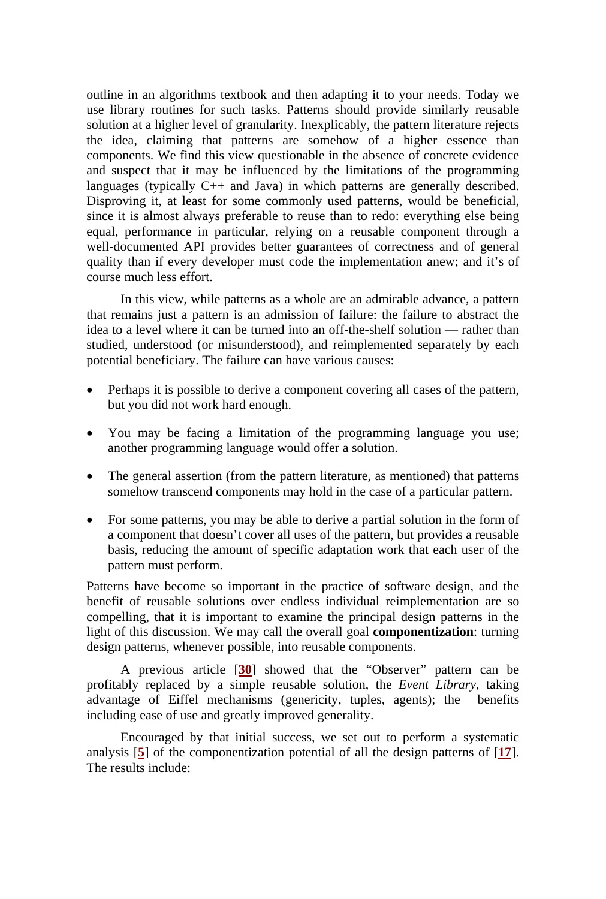outline in an algorithms textbook and then adapting it to your needs. Today we use library routines for such tasks. Patterns should provide similarly reusable solution at a higher level of granularity. Inexplicably, the pattern literature rejects the idea, claiming that patterns are somehow of a higher essence than components. We find this view questionable in the absence of concrete evidence and suspect that it may be influenced by the limitations of the programming languages (typically C++ and Java) in which patterns are generally described. Disproving it, at least for some commonly used patterns, would be beneficial, since it is almost always preferable to reuse than to redo: everything else being equal, performance in particular, relying on a reusable component through a well-documented API provides better guarantees of correctness and of general quality than if every developer must code the implementation anew; and it's of course much less effort.

In this view, while patterns as a whole are an admirable advance, a pattern that remains just a pattern is an admission of failure: the failure to abstract the idea to a level where it can be turned into an off-the-shelf solution — rather than studied, understood (or misunderstood), and reimplemented separately by each potential beneficiary. The failure can have various causes:

- Perhaps it is possible to derive a component covering all cases of the pattern, but you did not work hard enough.
- You may be facing a limitation of the programming language you use; another programming language would offer a solution.
- The general assertion (from the pattern literature, as mentioned) that patterns somehow transcend components may hold in the case of a particular pattern.
- For some patterns, you may be able to derive a partial solution in the form of a component that doesn't cover all uses of the pattern, but provides a reusable basis, reducing the amount of specific adaptation work that each user of the pattern must perform.

Patterns have become so important in the practice of software design, and the benefit of reusable solutions over endless individual reimplementation are so compelling, that it is important to examine the principal design patterns in the light of this discussion. We may call the overall goal **componentization**: turning design patterns, whenever possible, into reusable components.

A previous article [**30**] showed that the "Observer" pattern can be profitably replaced by a simple reusable solution, the *Event Library*, taking advantage of Eiffel mechanisms (genericity, tuples, agents); the benefits including ease of use and greatly improved generality.

Encouraged by that initial success, we set out to perform a systematic analysis [**5**] of the componentization potential of all the design patterns of [**17**]. The results include: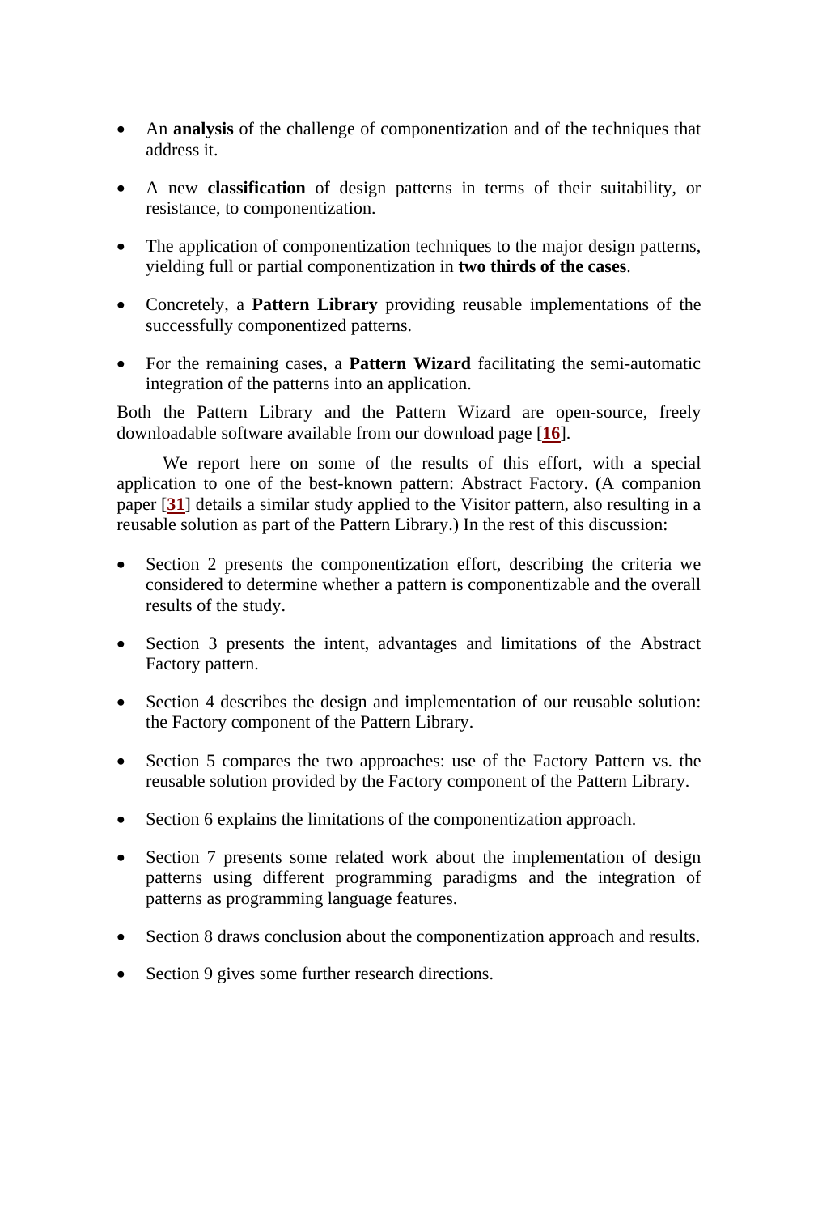- An **analysis** of the challenge of componentization and of the techniques that address it.
- A new **classification** of design patterns in terms of their suitability, or resistance, to componentization.
- The application of componentization techniques to the major design patterns, yielding full or partial componentization in **two thirds of the cases**.
- Concretely, a **Pattern Library** providing reusable implementations of the successfully componentized patterns.
- For the remaining cases, a **Pattern Wizard** facilitating the semi-automatic integration of the patterns into an application.

Both the Pattern Library and the Pattern Wizard are open-source, freely downloadable software available from our download page [16].

We report here on some of the results of this effort, with a special application to one of the best-known pattern: Abstract Factory. (A companion paper [31] details a similar study applied to the Visitor pattern, also resulting in a reusable solution as part of the Pattern Library.) In the rest of this discussion:

- Section 2 presents the componentization effort, describing the criteria we considered to determine whether a pattern is componentizable and the overall results of the study.
- Section 3 presents the intent, advantages and limitations of the Abstract Factory pattern.
- Section 4 describes the design and implementation of our reusable solution: the Factory component of the Pattern Library.
- Section 5 compares the two approaches: use of the Factory Pattern vs. the reusable solution provided by the Factory component of the Pattern Library.
- Section 6 explains the limitations of the componentization approach.
- Section 7 presents some related work about the implementation of design patterns using different programming paradigms and the integration of patterns as programming language features.
- Section 8 draws conclusion about the componentization approach and results.
- Section 9 gives some further research directions.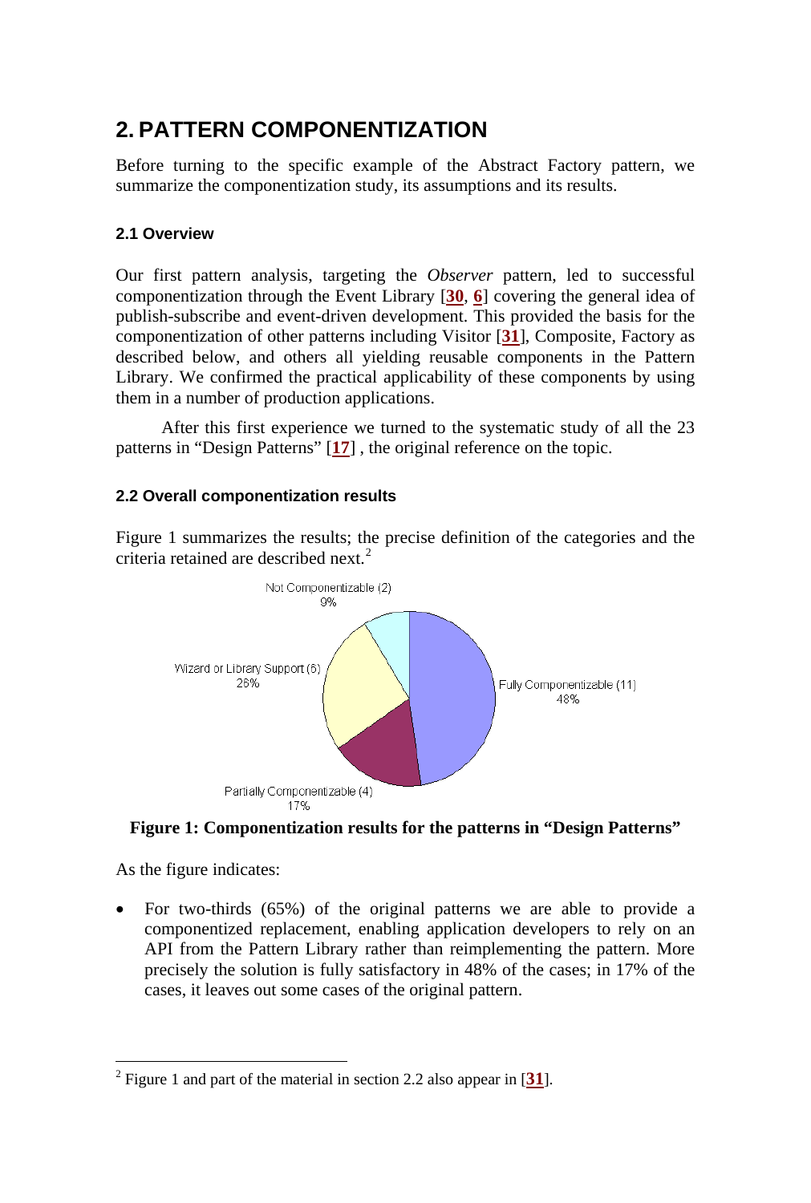# 2. PATTERN COMPONENTIZATION

Before turning to the specific example of the Abstract Factory pattern, we summarize the componentization study, its assumptions and its results.

### 2.1 Overview

Our first pattern analysis, targeting the *Observer* pattern, led to successful componentization through the Event Library [**30**, **6**] covering the general idea of publish-subscribe and event-driven development. This provided the basis for the componentization of other patterns including Visitor [**31**], Composite, Factory as described below, and others all yielding reusable components in the Pattern Library. We confirmed the practical applicability of these components by using them in a number of production applications.

After this first experience we turned to the systematic study of all the 23 patterns in "Design Patterns" [**17**] , the original reference on the topic.

### 2.2 Overall componentization results

Figure 1 summarizes the results; the precise definition of the categories and the criteria retained are described next.[2]

Not Componentizable (2)
9%

Wizard or Library Support (6)
26%

Fully Componentizable (11)
48%

Partially Componentizable (4)
17%

**Figure 1: Componentization results for the patterns in "Design Patterns"**

As the figure indicates:

- For two-thirds (65%) of the original patterns we are able to provide a componentized replacement, enabling application developers to rely on an API from the Pattern Library rather than reimplementing the pattern. More precisely the solution is fully satisfactory in 48% of the cases; in 17% of the cases, it leaves out some cases of the original pattern.

---

[2] Figure 1 and part of the material in section 2.2 also appear in [**31**].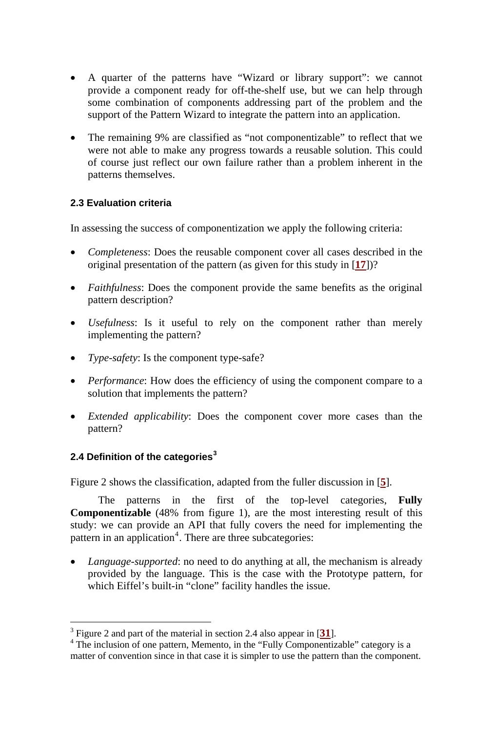- A quarter of the patterns have "Wizard or library support": we cannot provide a component ready for off-the-shelf use, but we can help through some combination of components addressing part of the problem and the support of the Pattern Wizard to integrate the pattern into an application.

- The remaining 9% are classified as "not componentizable" to reflect that we were not able to make any progress towards a reusable solution. This could of course just reflect our own failure rather than a problem inherent in the patterns themselves.

### 2.3 Evaluation criteria

In assessing the success of componentization we apply the following criteria:

- *Completeness*: Does the reusable component cover all cases described in the original presentation of the pattern (as given for this study in [**17**])?

- *Faithfulness*: Does the component provide the same benefits as the original pattern description?

- *Usefulness*: Is it useful to rely on the component rather than merely implementing the pattern?

- *Type-safety*: Is the component type-safe?

- *Performance*: How does the efficiency of using the component compare to a solution that implements the pattern?

- *Extended applicability*: Does the component cover more cases than the pattern?

### 2.4 Definition of the categories[3]

Figure 2 shows the classification, adapted from the fuller discussion in [**5**].

The patterns in the first of the top-level categories, **Fully Componentizable** (48% from figure 1), are the most interesting result of this study: we can provide an API that fully covers the need for implementing the pattern in an application[4]. There are three subcategories:

- *Language-supported*: no need to do anything at all, the mechanism is already provided by the language. This is the case with the Prototype pattern, for which Eiffel's built-in "clone" facility handles the issue.

---

[3] Figure 2 and part of the material in section 2.4 also appear in [**31**].

[4] The inclusion of one pattern, Memento, in the "Fully Componentizable" category is a matter of convention since in that case it is simpler to use the pattern than the component.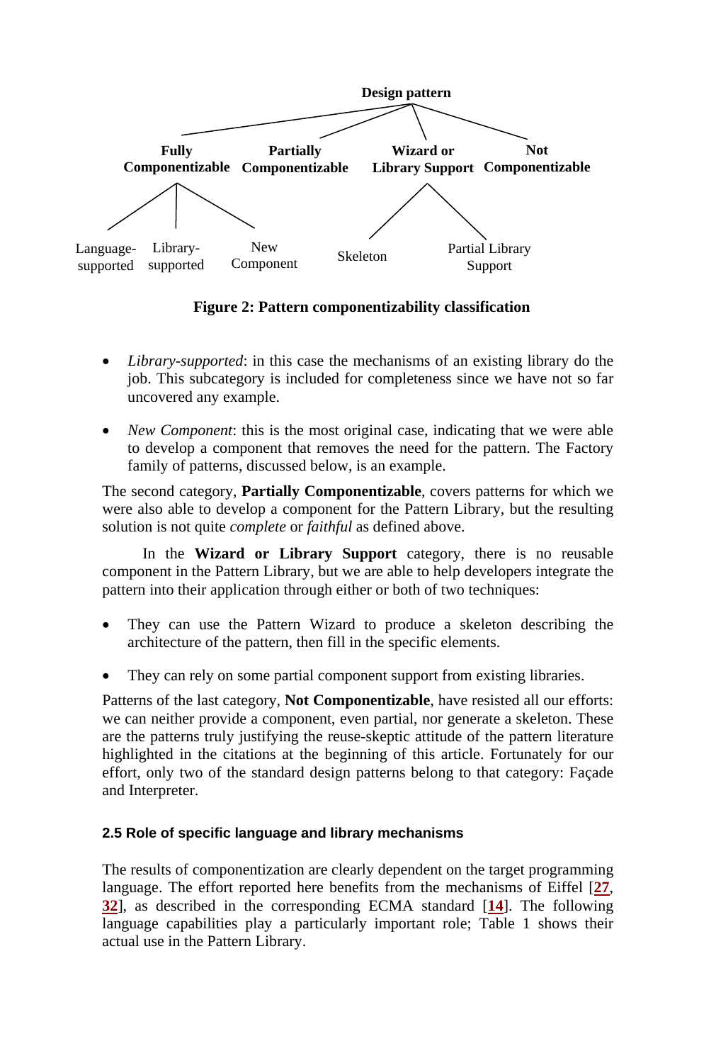**Design pattern**

**Fully Componentizable** — **Partially Componentizable** — **Wizard or Library Support** — **Not Componentizable**

Fully Componentizable: Language-supported, Library-supported, New Component

Wizard or Library Support: Skeleton, Partial Library Support

**Figure 2: Pattern componentizability classification**

- *Library-supported*: in this case the mechanisms of an existing library do the job. This subcategory is included for completeness since we have not so far uncovered any example.
- *New Component*: this is the most original case, indicating that we were able to develop a component that removes the need for the pattern. The Factory family of patterns, discussed below, is an example.

The second category, **Partially Componentizable**, covers patterns for which we were also able to develop a component for the Pattern Library, but the resulting solution is not quite *complete* or *faithful* as defined above.

In the **Wizard or Library Support** category, there is no reusable component in the Pattern Library, but we are able to help developers integrate the pattern into their application through either or both of two techniques:

- They can use the Pattern Wizard to produce a skeleton describing the architecture of the pattern, then fill in the specific elements.
- They can rely on some partial component support from existing libraries.

Patterns of the last category, **Not Componentizable**, have resisted all our efforts: we can neither provide a component, even partial, nor generate a skeleton. These are the patterns truly justifying the reuse-skeptic attitude of the pattern literature highlighted in the citations at the beginning of this article. Fortunately for our effort, only two of the standard design patterns belong to that category: Façade and Interpreter.

#### 2.5 Role of specific language and library mechanisms

The results of componentization are clearly dependent on the target programming language. The effort reported here benefits from the mechanisms of Eiffel [27, 32], as described in the corresponding ECMA standard [14]. The following language capabilities play a particularly important role; Table 1 shows their actual use in the Pattern Library.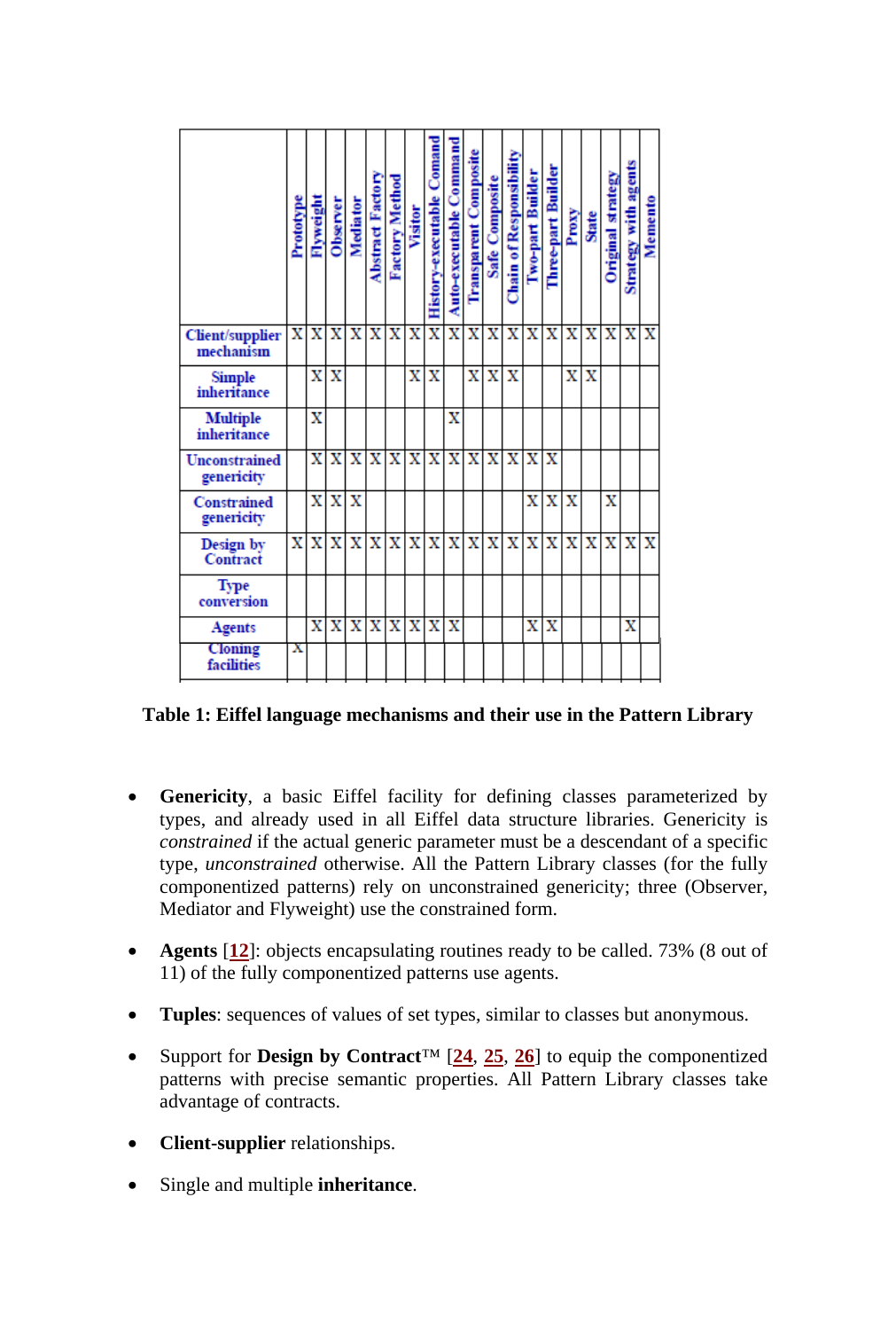| | Prototype | Flyweight | Observer | Mediator | Abstract Factory | Factory Method | Visitor | History-executable Comand | Auto-executable Command | Transparent Composite | Safe Composite | Chain of Responsibility | Two-part Builder | Three-part Builder | Proxy | State | Original strategy | Strategy with agents | Memento |
|---|---|---|---|---|---|---|---|---|---|---|---|---|---|---|---|---|---|---|---|
| Client/supplier mechanism | X | X | X | X | X | X | X | X | X | X | X | X | X | X | X | X | X | X | X |
| Simple inheritance | | X | X | | | | X | X | | X | X | X | | | X | X | | | |
| Multiple inheritance | | X | | | | | | | X | | | | | | | | | | |
| Unconstrained genericity | | X | X | X | X | X | X | X | X | X | X | X | X | X | | | | | |
| Constrained genericity | | X | X | X | | | | | | | | | X | X | X | | X | | |
| Design by Contract | X | X | X | X | X | X | X | X | X | X | X | X | X | X | X | X | X | X | X |
| Type conversion | | | | | | | | | | | | | | | | | | | |
| Agents | | X | X | X | X | X | X | X | X | | | | X | X | | | | X | |
| Cloning facilities | X | | | | | | | | | | | | | | | | | | |

**Table 1: Eiffel language mechanisms and their use in the Pattern Library**

- **Genericity**, a basic Eiffel facility for defining classes parameterized by types, and already used in all Eiffel data structure libraries. Genericity is *constrained* if the actual generic parameter must be a descendant of a specific type, *unconstrained* otherwise. All the Pattern Library classes (for the fully componentized patterns) rely on unconstrained genericity; three (Observer, Mediator and Flyweight) use the constrained form.

- **Agents** [12]: objects encapsulating routines ready to be called. 73% (8 out of 11) of the fully componentized patterns use agents.

- **Tuples**: sequences of values of set types, similar to classes but anonymous.

- Support for **Design by Contract**™ [24, 25, 26] to equip the componentized patterns with precise semantic properties. All Pattern Library classes take advantage of contracts.

- **Client-supplier** relationships.

- Single and multiple **inheritance**.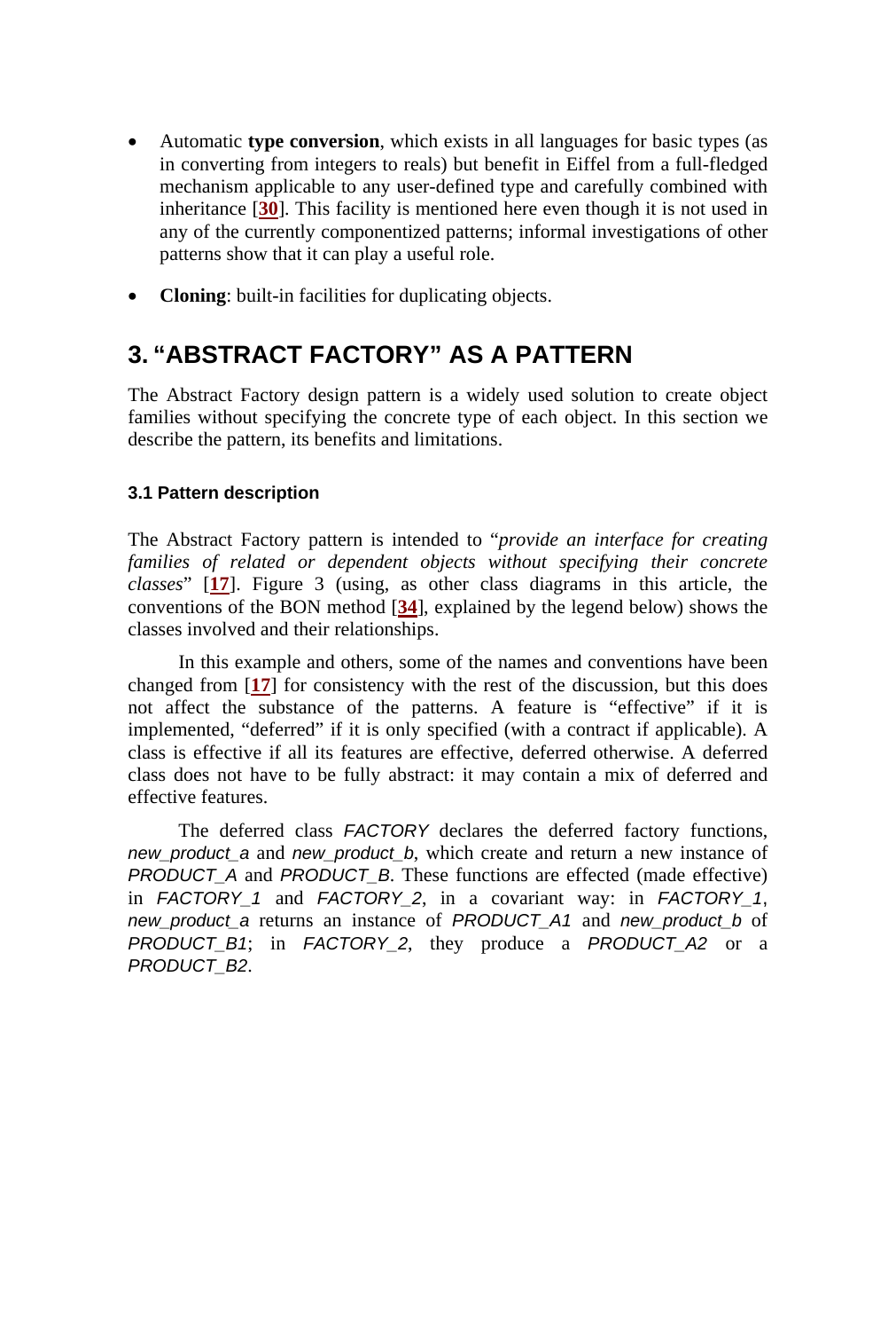- Automatic **type conversion**, which exists in all languages for basic types (as in converting from integers to reals) but benefit in Eiffel from a full-fledged mechanism applicable to any user-defined type and carefully combined with inheritance [**30**]. This facility is mentioned here even though it is not used in any of the currently componentized patterns; informal investigations of other patterns show that it can play a useful role.

- **Cloning**: built-in facilities for duplicating objects.

## 3. "ABSTRACT FACTORY" AS A PATTERN

The Abstract Factory design pattern is a widely used solution to create object families without specifying the concrete type of each object. In this section we describe the pattern, its benefits and limitations.

### 3.1 Pattern description

The Abstract Factory pattern is intended to "*provide an interface for creating families of related or dependent objects without specifying their concrete classes*" [**17**]. Figure 3 (using, as other class diagrams in this article, the conventions of the BON method [**34**], explained by the legend below) shows the classes involved and their relationships.

In this example and others, some of the names and conventions have been changed from [**17**] for consistency with the rest of the discussion, but this does not affect the substance of the patterns. A feature is "effective" if it is implemented, "deferred" if it is only specified (with a contract if applicable). A class is effective if all its features are effective, deferred otherwise. A deferred class does not have to be fully abstract: it may contain a mix of deferred and effective features.

The deferred class *FACTORY* declares the deferred factory functions, *new_product_a* and *new_product_b*, which create and return a new instance of *PRODUCT_A* and *PRODUCT_B*. These functions are effected (made effective) in *FACTORY_1* and *FACTORY_2*, in a covariant way: in *FACTORY_1*, *new_product_a* returns an instance of *PRODUCT_A1* and *new_product_b* of *PRODUCT_B1*; in *FACTORY_2*, they produce a *PRODUCT_A2* or a *PRODUCT_B2*.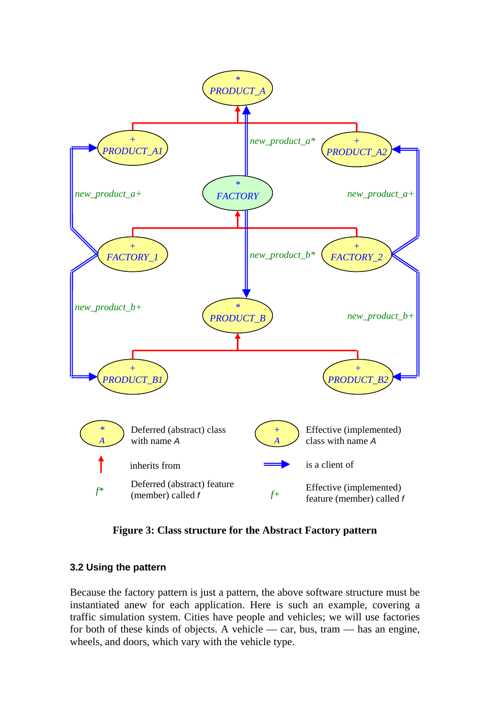**Figure 3: Class structure for the Abstract Factory pattern**

### 3.2 Using the pattern

Because the factory pattern is just a pattern, the above software structure must be instantiated anew for each application. Here is such an example, covering a traffic simulation system. Cities have people and vehicles; we will use factories for both of these kinds of objects. A vehicle — car, bus, tram — has an engine, wheels, and doors, which vary with the vehicle type.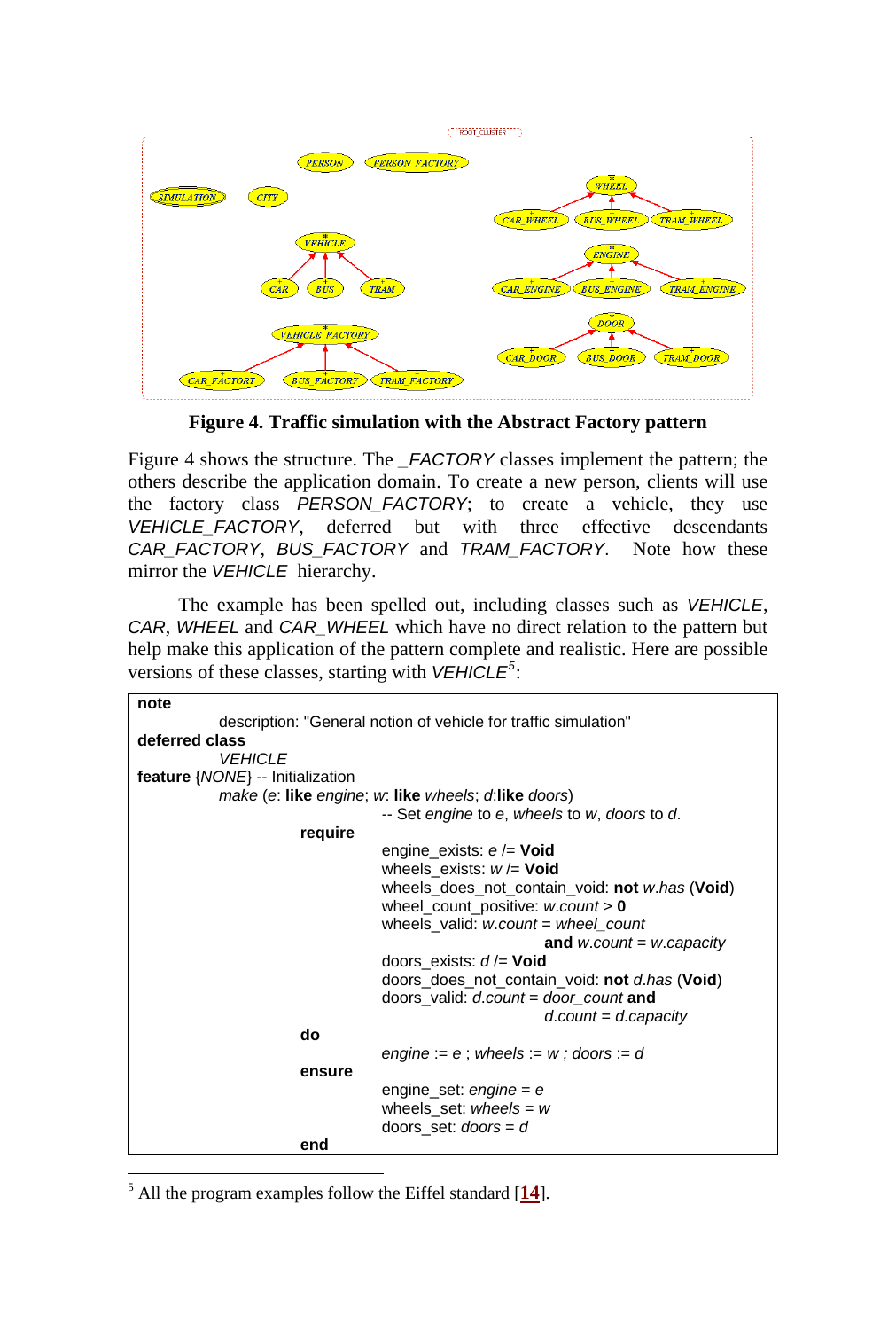**Figure 4. Traffic simulation with the Abstract Factory pattern**

Figure 4 shows the structure. The *_FACTORY* classes implement the pattern; the others describe the application domain. To create a new person, clients will use the factory class *PERSON_FACTORY*; to create a vehicle, they use *VEHICLE_FACTORY*, deferred but with three effective descendants *CAR_FACTORY*, *BUS_FACTORY* and *TRAM_FACTORY*. Note how these mirror the *VEHICLE* hierarchy.

The example has been spelled out, including classes such as *VEHICLE*, *CAR*, *WHEEL* and *CAR_WHEEL* which have no direct relation to the pattern but help make this application of the pattern complete and realistic. Here are possible versions of these classes, starting with *VEHICLE*[5]:

```
note
        description: "General notion of vehicle for traffic simulation"
deferred class
        VEHICLE
feature {NONE} -- Initialization
        make (e: like engine; w: like wheels; d:like doors)
                        -- Set engine to e, wheels to w, doors to d.
                require
                        engine_exists: e /= Void
                        wheels_exists: w /= Void
                        wheels_does_not_contain_void: not w.has (Void)
                        wheel_count_positive: w.count > 0
                        wheels_valid: w.count = wheel_count
                                        and w.count = w.capacity
                        doors_exists: d /= Void
                        doors_does_not_contain_void: not d.has (Void)
                        doors_valid: d.count = door_count and
                                        d.count = d.capacity
                do
                        engine := e ; wheels := w ; doors := d
                ensure
                        engine_set: engine = e
                        wheels_set: wheels = w
                        doors_set: doors = d
                end
```

[5] All the program examples follow the Eiffel standard [14].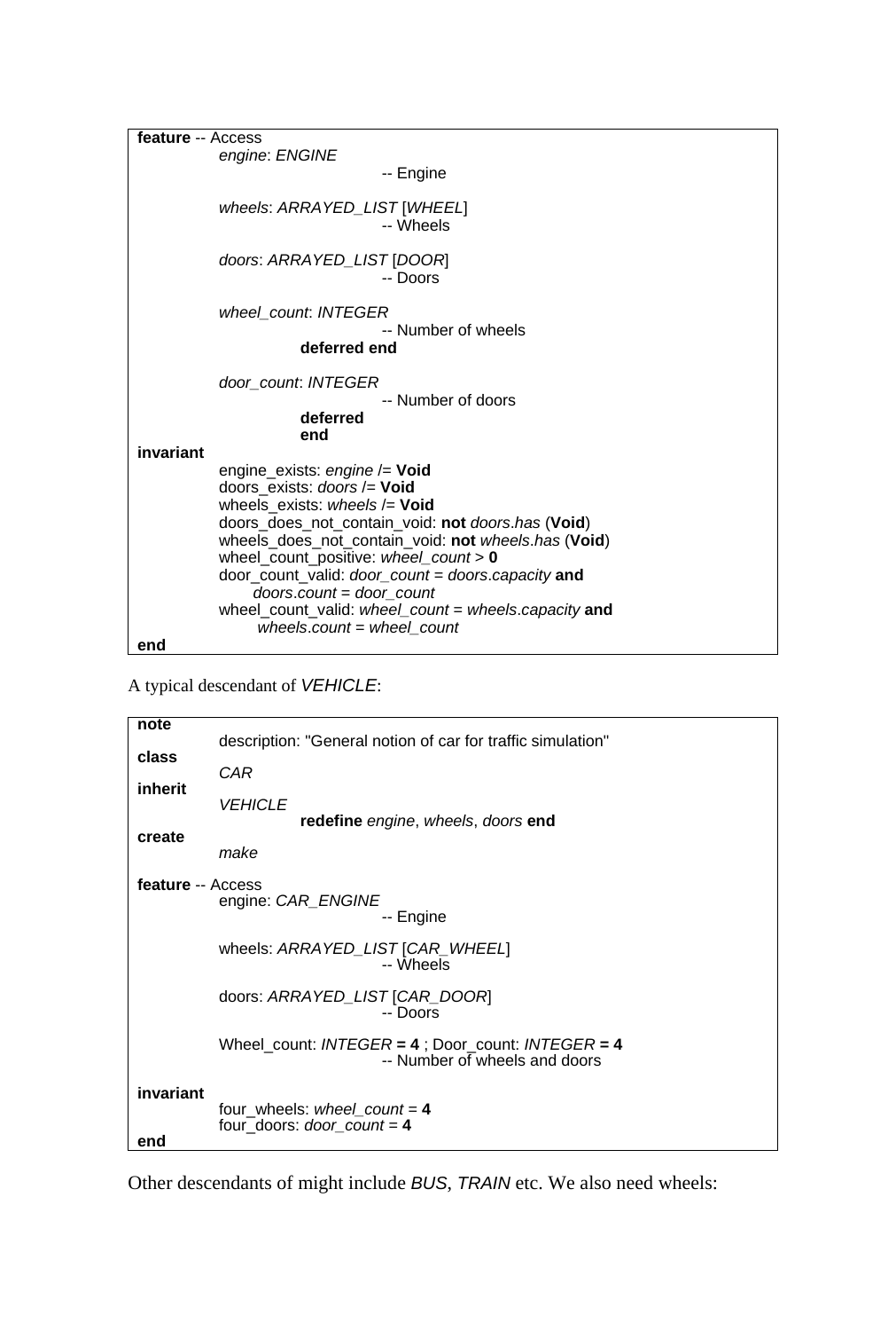```
feature -- Access
        engine: ENGINE
                        -- Engine

        wheels: ARRAYED_LIST [WHEEL]
                        -- Wheels

        doors: ARRAYED_LIST [DOOR]
                        -- Doors

        wheel_count: INTEGER
                        -- Number of wheels
                deferred end

        door_count: INTEGER
                        -- Number of doors
                deferred
                end
invariant
        engine_exists: engine /= Void
        doors_exists: doors /= Void
        wheels_exists: wheels /= Void
        doors_does_not_contain_void: not doors.has (Void)
        wheels_does_not_contain_void: not wheels.has (Void)
        wheel_count_positive: wheel_count > 0
        door_count_valid: door_count = doors.capacity and
             doors.count = door_count
        wheel_count_valid: wheel_count = wheels.capacity and
              wheels.count = wheel_count
end
```

A typical descendant of *VEHICLE*:

```
note
        description: "General notion of car for traffic simulation"
class
        CAR
inherit
        VEHICLE
                redefine engine, wheels, doors end
create
        make

feature -- Access
        engine: CAR_ENGINE
                        -- Engine

        wheels: ARRAYED_LIST [CAR_WHEEL]
                        -- Wheels

        doors: ARRAYED_LIST [CAR_DOOR]
                        -- Doors

        Wheel_count: INTEGER = 4 ; Door_count: INTEGER = 4
                        -- Number of wheels and doors

invariant
        four_wheels: wheel_count = 4
        four_doors: door_count = 4
end
```

Other descendants of might include *BUS*, *TRAIN* etc. We also need wheels: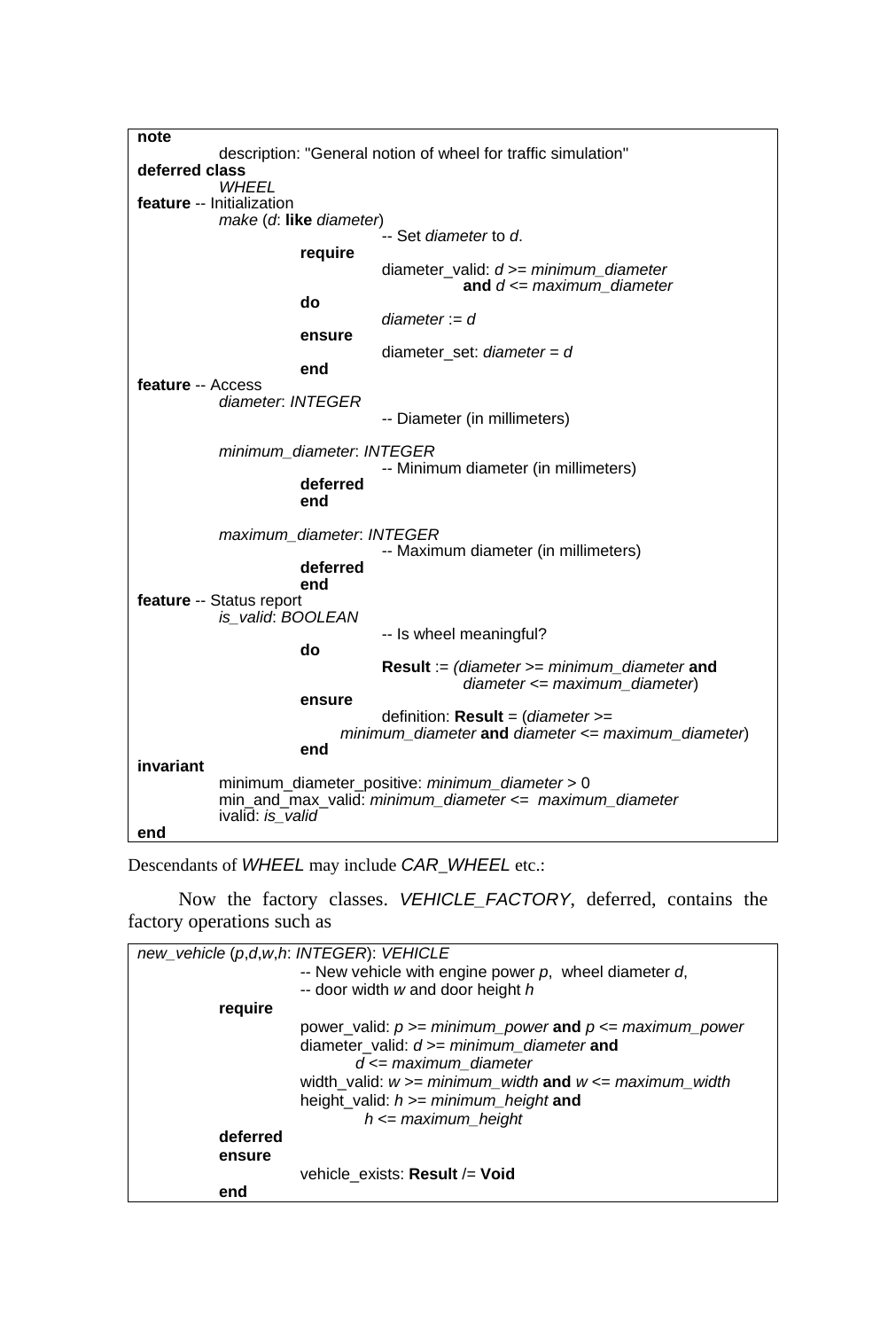```
note
        description: "General notion of wheel for traffic simulation"
deferred class
        WHEEL
feature -- Initialization
        make (d: like diameter)
                        -- Set diameter to d.
                require
                        diameter_valid: d >= minimum_diameter
                                and d <= maximum_diameter
                do
                        diameter := d
                ensure
                        diameter_set: diameter = d
                end
feature -- Access
        diameter: INTEGER
                        -- Diameter (in millimeters)

        minimum_diameter: INTEGER
                        -- Minimum diameter (in millimeters)
                deferred
                end

        maximum_diameter: INTEGER
                        -- Maximum diameter (in millimeters)
                deferred
                end
feature -- Status report
        is_valid: BOOLEAN
                        -- Is wheel meaningful?
                do
                        Result := (diameter >= minimum_diameter and
                                diameter <= maximum_diameter)
                ensure
                        definition: Result = (diameter >=
                    minimum_diameter and diameter <= maximum_diameter)
                end
invariant
        minimum_diameter_positive: minimum_diameter > 0
        min_and_max_valid: minimum_diameter <=  maximum_diameter
        ivalid: is_valid
end
```

Descendants of *WHEEL* may include *CAR_WHEEL* etc.:

Now the factory classes. *VEHICLE_FACTORY*, deferred, contains the factory operations such as

```
new_vehicle (p,d,w,h: INTEGER): VEHICLE
                -- New vehicle with engine power p,  wheel diameter d,
                -- door width w and door height h
        require
                power_valid: p >= minimum_power and p <= maximum_power
                diameter_valid: d >= minimum_diameter and
                        d <= maximum_diameter
                width_valid: w >= minimum_width and w <= maximum_width
                height_valid: h >= minimum_height and
                        h <= maximum_height
        deferred
        ensure
                vehicle_exists: Result /= Void
        end
```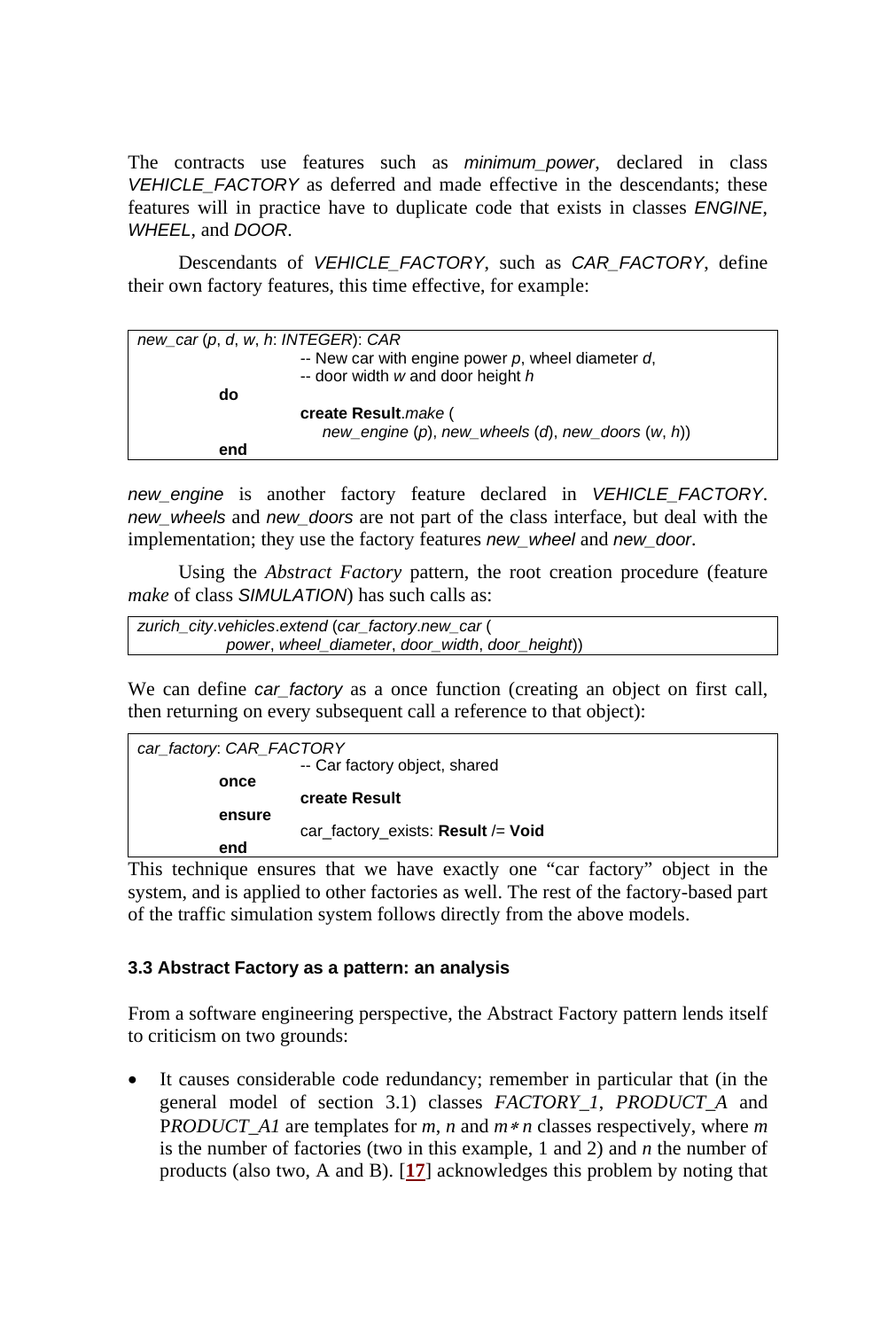The contracts use features such as *minimum_power*, declared in class *VEHICLE_FACTORY* as deferred and made effective in the descendants; these features will in practice have to duplicate code that exists in classes *ENGINE*, *WHEEL*, and *DOOR*.

Descendants of *VEHICLE_FACTORY*, such as *CAR_FACTORY*, define their own factory features, this time effective, for example:

```
new_car (p, d, w, h: INTEGER): CAR
            -- New car with engine power p, wheel diameter d,
            -- door width w and door height h
      do
            create Result.make (
               new_engine (p), new_wheels (d), new_doors (w, h))
      end
```

*new_engine* is another factory feature declared in *VEHICLE_FACTORY*. *new_wheels* and *new_doors* are not part of the class interface, but deal with the implementation; they use the factory features *new_wheel* and *new_door*.

Using the *Abstract Factory* pattern, the root creation procedure (feature *make* of class *SIMULATION*) has such calls as:

```
zurich_city.vehicles.extend (car_factory.new_car (
        power, wheel_diameter, door_width, door_height))
```

We can define *car_factory* as a once function (creating an object on first call, then returning on every subsequent call a reference to that object):

```
car_factory: CAR_FACTORY
            -- Car factory object, shared
      once
            create Result
      ensure
            car_factory_exists: Result /= Void
      end
```

This technique ensures that we have exactly one "car factory" object in the system, and is applied to other factories as well. The rest of the factory-based part of the traffic simulation system follows directly from the above models.

### 3.3 Abstract Factory as a pattern: an analysis

From a software engineering perspective, the Abstract Factory pattern lends itself to criticism on two grounds:

- It causes considerable code redundancy; remember in particular that (in the general model of section 3.1) classes *FACTORY_1*, *PRODUCT_A* and *PRODUCT_A1* are templates for $m$, $n$ and $m * n$ classes respectively, where $m$ is the number of factories (two in this example, 1 and 2) and $n$ the number of products (also two, A and B). [17] acknowledges this problem by noting that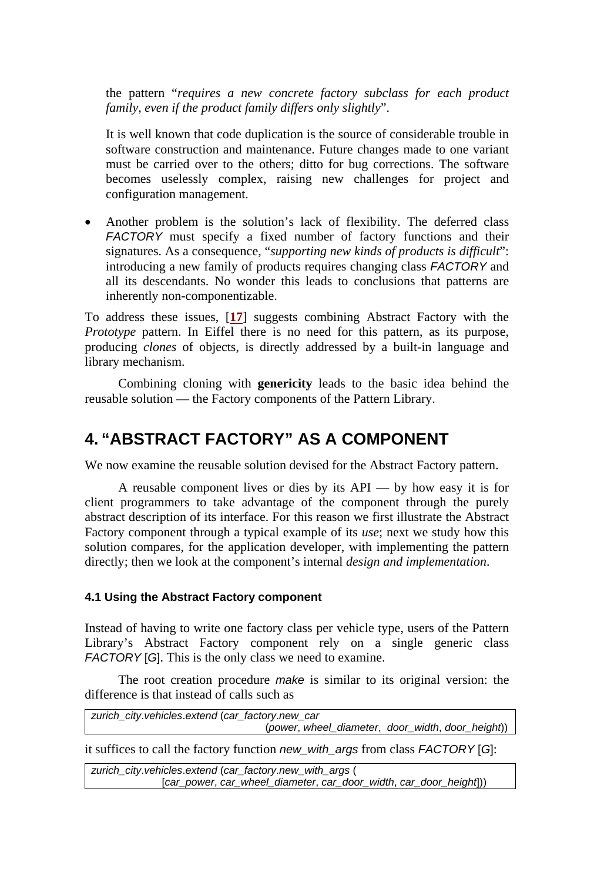the pattern "*requires a new concrete factory subclass for each product family, even if the product family differs only slightly*".

It is well known that code duplication is the source of considerable trouble in software construction and maintenance. Future changes made to one variant must be carried over to the others; ditto for bug corrections. The software becomes uselessly complex, raising new challenges for project and configuration management.

- Another problem is the solution's lack of flexibility. The deferred class *FACTORY* must specify a fixed number of factory functions and their signatures. As a consequence, "*supporting new kinds of products is difficult*": introducing a new family of products requires changing class *FACTORY* and all its descendants. No wonder this leads to conclusions that patterns are inherently non-componentizable.

To address these issues, [**17**] suggests combining Abstract Factory with the *Prototype* pattern. In Eiffel there is no need for this pattern, as its purpose, producing *clones* of objects, is directly addressed by a built-in language and library mechanism.

Combining cloning with **genericity** leads to the basic idea behind the reusable solution — the Factory components of the Pattern Library.

## 4. "ABSTRACT FACTORY" AS A COMPONENT

We now examine the reusable solution devised for the Abstract Factory pattern.

A reusable component lives or dies by its API — by how easy it is for client programmers to take advantage of the component through the purely abstract description of its interface. For this reason we first illustrate the Abstract Factory component through a typical example of its *use*; next we study how this solution compares, for the application developer, with implementing the pattern directly; then we look at the component's internal *design and implementation*.

### 4.1 Using the Abstract Factory component

Instead of having to write one factory class per vehicle type, users of the Pattern Library's Abstract Factory component rely on a single generic class *FACTORY* [*G*]. This is the only class we need to examine.

The root creation procedure *make* is similar to its original version: the difference is that instead of calls such as

```
zurich_city.vehicles.extend (car_factory.new_car
                                (power, wheel_diameter, door_width, door_height))
```

it suffices to call the factory function *new_with_args* from class *FACTORY* [*G*]:

```
zurich_city.vehicles.extend (car_factory.new_with_args (
            [car_power, car_wheel_diameter, car_door_width, car_door_height]))
```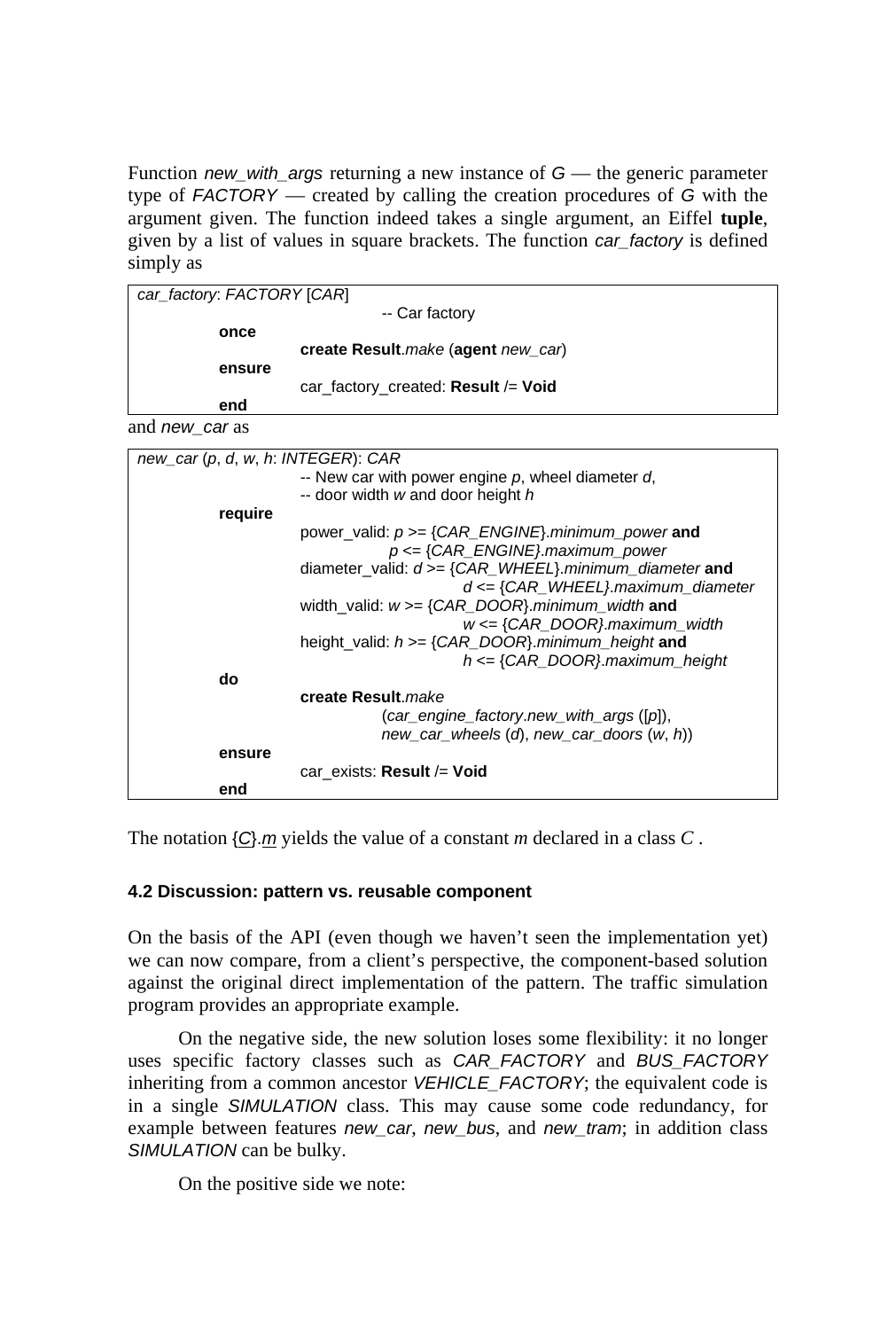Function *new_with_args* returning a new instance of *G* — the generic parameter type of *FACTORY* — created by calling the creation procedures of *G* with the argument given. The function indeed takes a single argument, an Eiffel **tuple**, given by a list of values in square brackets. The function *car_factory* is defined simply as

```
car_factory: FACTORY [CAR]
                -- Car factory
        once
                create Result.make (agent new_car)
        ensure
                car_factory_created: Result /= Void
        end
```

and *new_car* as

```
new_car (p, d, w, h: INTEGER): CAR
                -- New car with power engine p, wheel diameter d,
                -- door width w and door height h
        require
                power_valid: p >= {CAR_ENGINE}.minimum_power and
                             p <= {CAR_ENGINE}.maximum_power
                diameter_valid: d >= {CAR_WHEEL}.minimum_diameter and
                                d <= {CAR_WHEEL}.maximum_diameter
                width_valid: w >= {CAR_DOOR}.minimum_width and
                             w <= {CAR_DOOR}.maximum_width
                height_valid: h >= {CAR_DOOR}.minimum_height and
                              h <= {CAR_DOOR}.maximum_height
        do
                create Result.make
                        (car_engine_factory.new_with_args ([p]),
                        new_car_wheels (d), new_car_doors (w, h))
        ensure
                car_exists: Result /= Void
        end
```

The notation {*C*}.*m* yields the value of a constant *m* declared in a class *C* .

### 4.2 Discussion: pattern vs. reusable component

On the basis of the API (even though we haven't seen the implementation yet) we can now compare, from a client's perspective, the component-based solution against the original direct implementation of the pattern. The traffic simulation program provides an appropriate example.

On the negative side, the new solution loses some flexibility: it no longer uses specific factory classes such as *CAR_FACTORY* and *BUS_FACTORY* inheriting from a common ancestor *VEHICLE_FACTORY*; the equivalent code is in a single *SIMULATION* class. This may cause some code redundancy, for example between features *new_car*, *new_bus*, and *new_tram*; in addition class *SIMULATION* can be bulky.

On the positive side we note: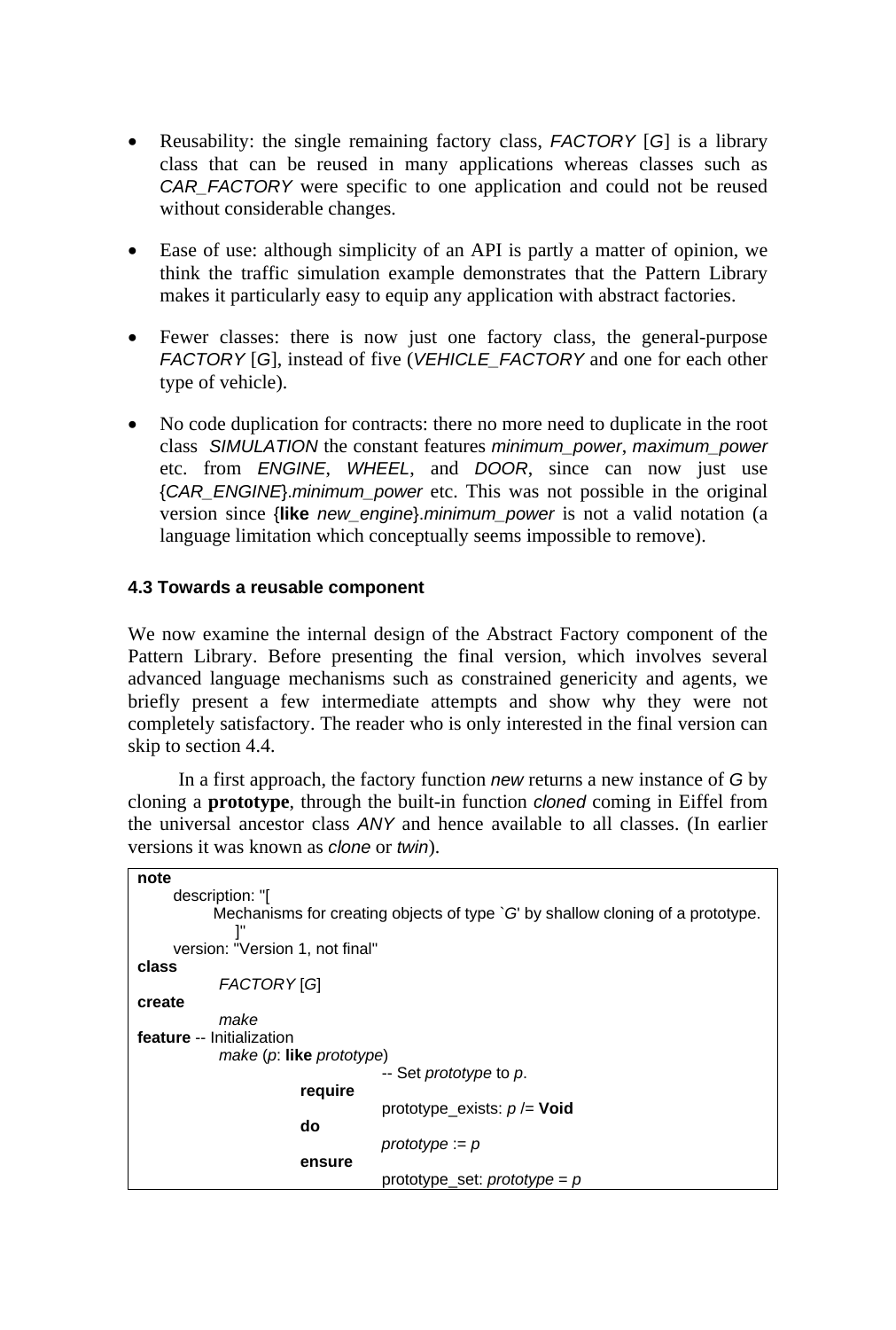- Reusability: the single remaining factory class, *FACTORY* [*G*] is a library class that can be reused in many applications whereas classes such as *CAR_FACTORY* were specific to one application and could not be reused without considerable changes.

- Ease of use: although simplicity of an API is partly a matter of opinion, we think the traffic simulation example demonstrates that the Pattern Library makes it particularly easy to equip any application with abstract factories.

- Fewer classes: there is now just one factory class, the general-purpose *FACTORY* [*G*], instead of five (*VEHICLE_FACTORY* and one for each other type of vehicle).

- No code duplication for contracts: there no more need to duplicate in the root class *SIMULATION* the constant features *minimum_power*, *maximum_power* etc. from *ENGINE*, *WHEEL*, and *DOOR*, since can now just use {*CAR_ENGINE*}.*minimum_power* etc. This was not possible in the original version since {**like** *new_engine*}.*minimum_power* is not a valid notation (a language limitation which conceptually seems impossible to remove).

#### 4.3 Towards a reusable component

We now examine the internal design of the Abstract Factory component of the Pattern Library. Before presenting the final version, which involves several advanced language mechanisms such as constrained genericity and agents, we briefly present a few intermediate attempts and show why they were not completely satisfactory. The reader who is only interested in the final version can skip to section 4.4.

In a first approach, the factory function *new* returns a new instance of *G* by cloning a **prototype**, through the built-in function *cloned* coming in Eiffel from the universal ancestor class *ANY* and hence available to all classes. (In earlier versions it was known as *clone* or *twin*).

```
note
    description: "[
        Mechanisms for creating objects of type `G' by shallow cloning of a prototype.
        ]"
    version: "Version 1, not final"
class
        FACTORY [G]
create
        make
feature -- Initialization
        make (p: like prototype)
                        -- Set prototype to p.
                require
                        prototype_exists: p /= Void
                do
                        prototype := p
                ensure
                        prototype_set: prototype = p
```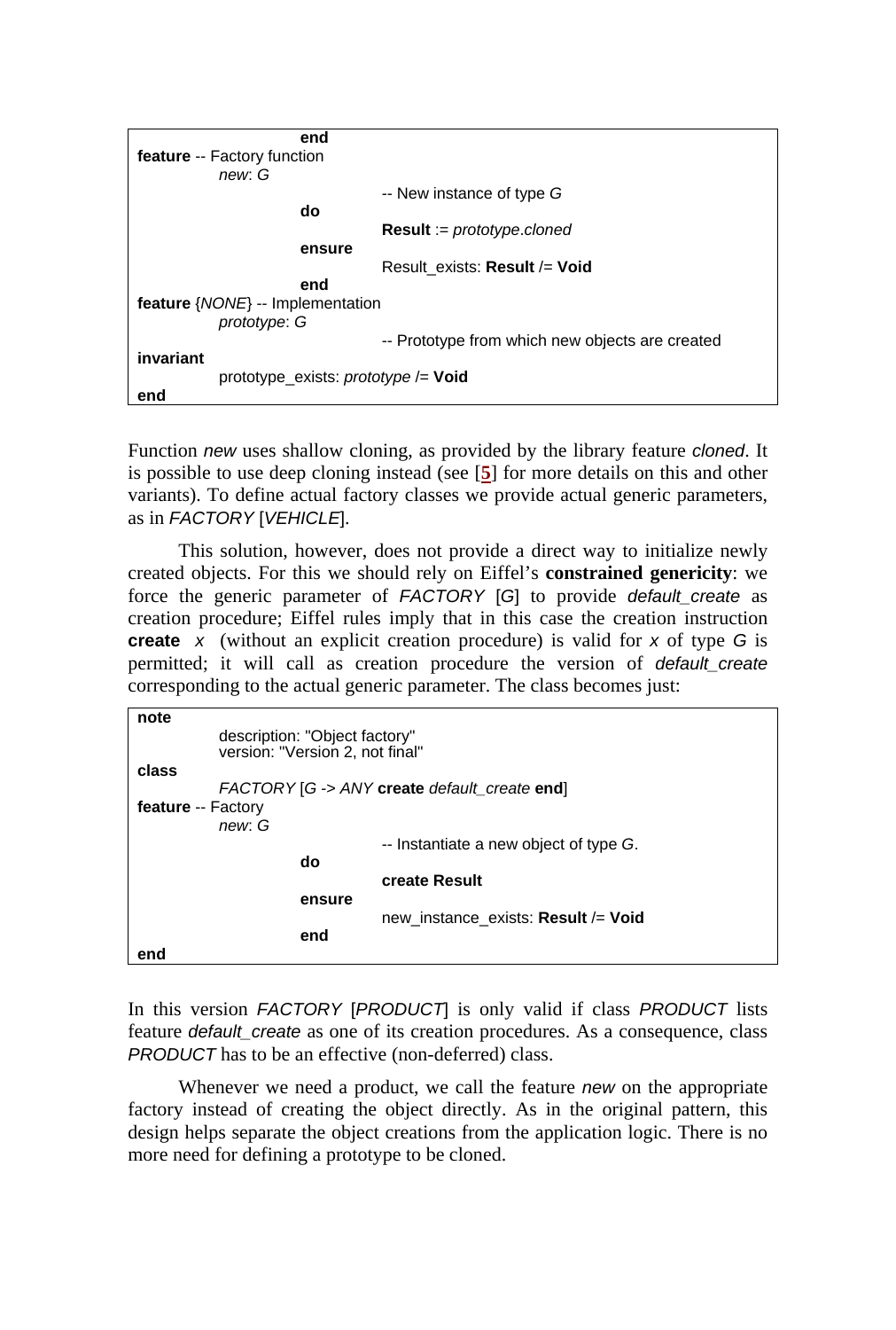```
			end
feature -- Factory function
	new: G
			-- New instance of type G
		do
			Result := prototype.cloned
		ensure
			Result_exists: Result /= Void
		end
feature {NONE} -- Implementation
	prototype: G
			-- Prototype from which new objects are created
invariant
	prototype_exists: prototype /= Void
end
```

Function *new* uses shallow cloning, as provided by the library feature *cloned*. It is possible to use deep cloning instead (see [5] for more details on this and other variants). To define actual factory classes we provide actual generic parameters, as in *FACTORY* [*VEHICLE*].

This solution, however, does not provide a direct way to initialize newly created objects. For this we should rely on Eiffel's **constrained genericity**: we force the generic parameter of *FACTORY* [*G*] to provide *default_create* as creation procedure; Eiffel rules imply that in this case the creation instruction **create** *x* (without an explicit creation procedure) is valid for *x* of type *G* is permitted; it will call as creation procedure the version of *default_create* corresponding to the actual generic parameter. The class becomes just:

```
note
	description: "Object factory"
	version: "Version 2, not final"
class
	FACTORY [G -> ANY create default_create end]
feature -- Factory
	new: G
			-- Instantiate a new object of type G.
		do
			create Result
		ensure
			new_instance_exists: Result /= Void
		end
end
```

In this version *FACTORY* [*PRODUCT*] is only valid if class *PRODUCT* lists feature *default_create* as one of its creation procedures. As a consequence, class *PRODUCT* has to be an effective (non-deferred) class.

Whenever we need a product, we call the feature *new* on the appropriate factory instead of creating the object directly. As in the original pattern, this design helps separate the object creations from the application logic. There is no more need for defining a prototype to be cloned.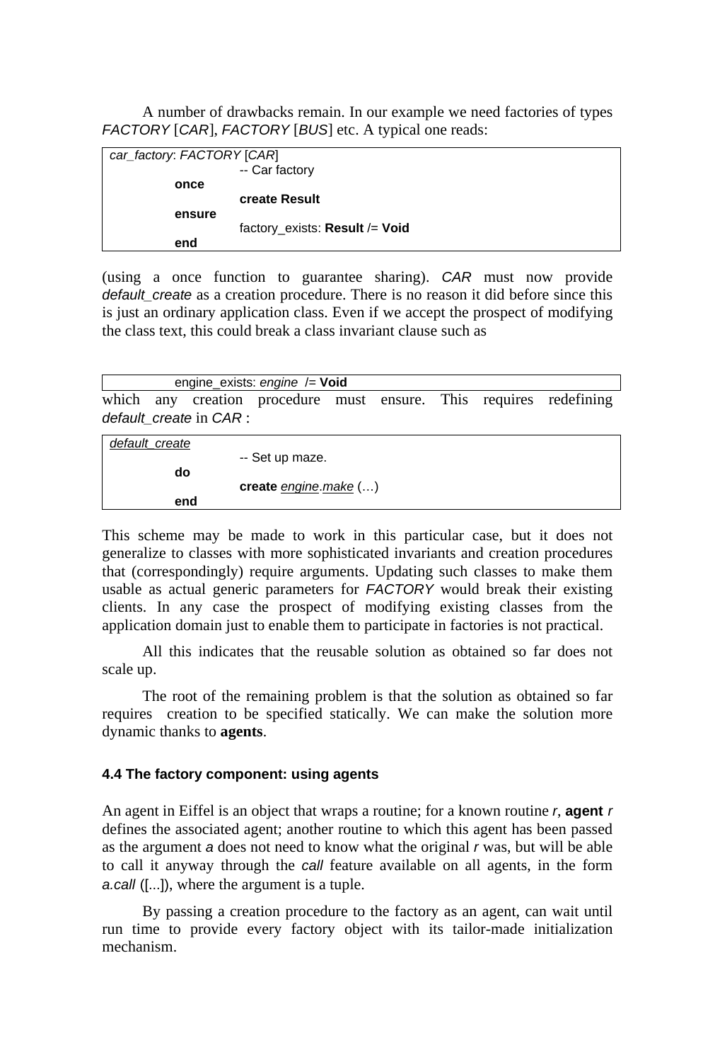A number of drawbacks remain. In our example we need factories of types *FACTORY* [*CAR*], *FACTORY* [*BUS*] etc. A typical one reads:

```
car_factory: FACTORY [CAR]
            -- Car factory
      once
            create Result
      ensure
            factory_exists: Result /= Void
      end
```

(using a once function to guarantee sharing). *CAR* must now provide *default_create* as a creation procedure. There is no reason it did before since this is just an ordinary application class. Even if we accept the prospect of modifying the class text, this could break a class invariant clause such as

```
      engine_exists: engine /= Void
```

which any creation procedure must ensure. This requires redefining *default_create* in *CAR* :

```
default_create
            -- Set up maze.
      do
            create engine.make (…)
      end
```

This scheme may be made to work in this particular case, but it does not generalize to classes with more sophisticated invariants and creation procedures that (correspondingly) require arguments. Updating such classes to make them usable as actual generic parameters for *FACTORY* would break their existing clients. In any case the prospect of modifying existing classes from the application domain just to enable them to participate in factories is not practical.

All this indicates that the reusable solution as obtained so far does not scale up.

The root of the remaining problem is that the solution as obtained so far requires creation to be specified statically. We can make the solution more dynamic thanks to **agents**.

### 4.4 The factory component: using agents

An agent in Eiffel is an object that wraps a routine; for a known routine *r*, **agent** *r* defines the associated agent; another routine to which this agent has been passed as the argument *a* does not need to know what the original *r* was, but will be able to call it anyway through the *call* feature available on all agents, in the form *a.call* ([...]), where the argument is a tuple.

By passing a creation procedure to the factory as an agent, can wait until run time to provide every factory object with its tailor-made initialization mechanism.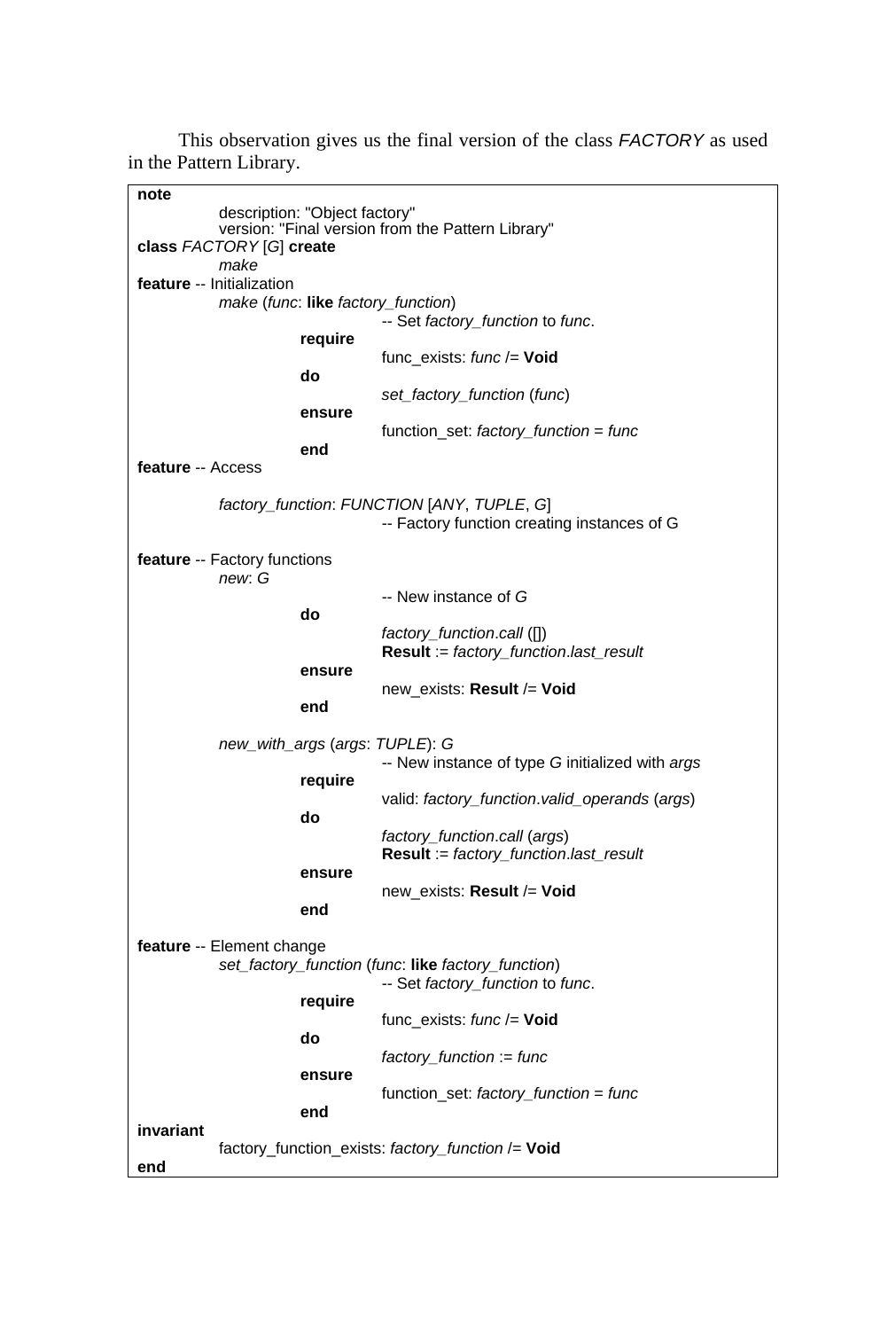This observation gives us the final version of the class *FACTORY* as used in the Pattern Library.

```
note
	description: "Object factory"
	version: "Final version from the Pattern Library"
class FACTORY [G] create
	make
feature -- Initialization
	make (func: like factory_function)
			-- Set factory_function to func.
		require
			func_exists: func /= Void
		do
			set_factory_function (func)
		ensure
			function_set: factory_function = func
		end
feature -- Access

	factory_function: FUNCTION [ANY, TUPLE, G]
			-- Factory function creating instances of G

feature -- Factory functions
	new: G
			-- New instance of G
		do
			factory_function.call ([])
			Result := factory_function.last_result
		ensure
			new_exists: Result /= Void
		end

	new_with_args (args: TUPLE): G
			-- New instance of type G initialized with args
		require
			valid: factory_function.valid_operands (args)
		do
			factory_function.call (args)
			Result := factory_function.last_result
		ensure
			new_exists: Result /= Void
		end

feature -- Element change
	set_factory_function (func: like factory_function)
			-- Set factory_function to func.
		require
			func_exists: func /= Void
		do
			factory_function := func
		ensure
			function_set: factory_function = func
		end
invariant
	factory_function_exists: factory_function /= Void
end
```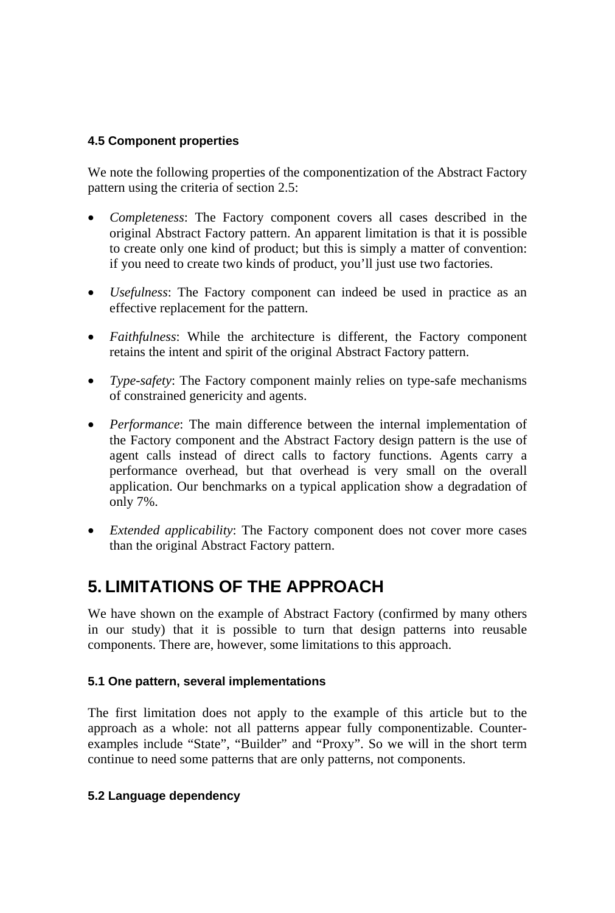### 4.5 Component properties

We note the following properties of the componentization of the Abstract Factory pattern using the criteria of section 2.5:

- *Completeness*: The Factory component covers all cases described in the original Abstract Factory pattern. An apparent limitation is that it is possible to create only one kind of product; but this is simply a matter of convention: if you need to create two kinds of product, you'll just use two factories.

- *Usefulness*: The Factory component can indeed be used in practice as an effective replacement for the pattern.

- *Faithfulness*: While the architecture is different, the Factory component retains the intent and spirit of the original Abstract Factory pattern.

- *Type-safety*: The Factory component mainly relies on type-safe mechanisms of constrained genericity and agents.

- *Performance*: The main difference between the internal implementation of the Factory component and the Abstract Factory design pattern is the use of agent calls instead of direct calls to factory functions. Agents carry a performance overhead, but that overhead is very small on the overall application. Our benchmarks on a typical application show a degradation of only 7%.

- *Extended applicability*: The Factory component does not cover more cases than the original Abstract Factory pattern.

## 5. LIMITATIONS OF THE APPROACH

We have shown on the example of Abstract Factory (confirmed by many others in our study) that it is possible to turn that design patterns into reusable components. There are, however, some limitations to this approach.

### 5.1 One pattern, several implementations

The first limitation does not apply to the example of this article but to the approach as a whole: not all patterns appear fully componentizable. Counter-examples include "State", "Builder" and "Proxy". So we will in the short term continue to need some patterns that are only patterns, not components.

### 5.2 Language dependency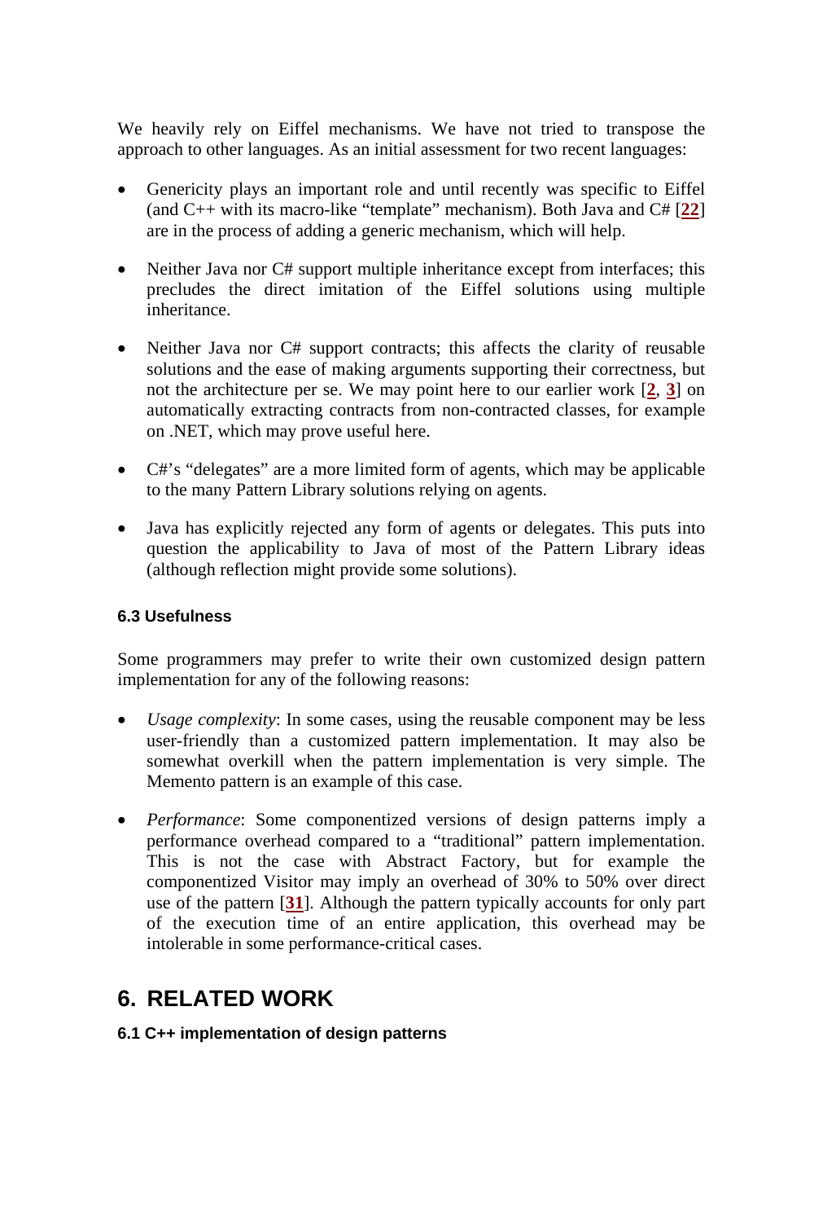We heavily rely on Eiffel mechanisms. We have not tried to transpose the approach to other languages. As an initial assessment for two recent languages:

- Genericity plays an important role and until recently was specific to Eiffel (and C++ with its macro-like "template" mechanism). Both Java and C# [22] are in the process of adding a generic mechanism, which will help.
- Neither Java nor C# support multiple inheritance except from interfaces; this precludes the direct imitation of the Eiffel solutions using multiple inheritance.
- Neither Java nor C# support contracts; this affects the clarity of reusable solutions and the ease of making arguments supporting their correctness, but not the architecture per se. We may point here to our earlier work [2, 3] on automatically extracting contracts from non-contracted classes, for example on .NET, which may prove useful here.
- C#'s "delegates" are a more limited form of agents, which may be applicable to the many Pattern Library solutions relying on agents.
- Java has explicitly rejected any form of agents or delegates. This puts into question the applicability to Java of most of the Pattern Library ideas (although reflection might provide some solutions).

#### 6.3 Usefulness

Some programmers may prefer to write their own customized design pattern implementation for any of the following reasons:

- *Usage complexity*: In some cases, using the reusable component may be less user-friendly than a customized pattern implementation. It may also be somewhat overkill when the pattern implementation is very simple. The Memento pattern is an example of this case.
- *Performance*: Some componentized versions of design patterns imply a performance overhead compared to a "traditional" pattern implementation. This is not the case with Abstract Factory, but for example the componentized Visitor may imply an overhead of 30% to 50% over direct use of the pattern [31]. Although the pattern typically accounts for only part of the execution time of an entire application, this overhead may be intolerable in some performance-critical cases.

## 6. RELATED WORK

#### 6.1 C++ implementation of design patterns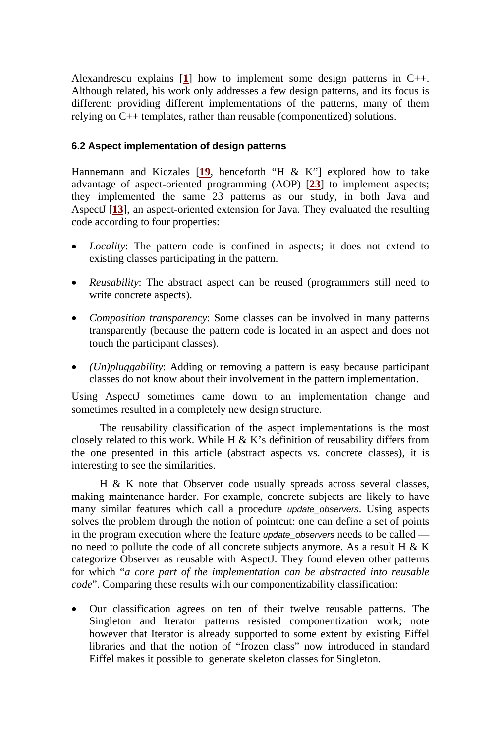Alexandrescu explains [1] how to implement some design patterns in C++. Although related, his work only addresses a few design patterns, and its focus is different: providing different implementations of the patterns, many of them relying on C++ templates, rather than reusable (componentized) solutions.

### 6.2 Aspect implementation of design patterns

Hannemann and Kiczales [19, henceforth "H & K"] explored how to take advantage of aspect-oriented programming (AOP) [23] to implement aspects; they implemented the same 23 patterns as our study, in both Java and AspectJ [13], an aspect-oriented extension for Java. They evaluated the resulting code according to four properties:

- *Locality*: The pattern code is confined in aspects; it does not extend to existing classes participating in the pattern.
- *Reusability*: The abstract aspect can be reused (programmers still need to write concrete aspects).
- *Composition transparency*: Some classes can be involved in many patterns transparently (because the pattern code is located in an aspect and does not touch the participant classes).
- *(Un)pluggability*: Adding or removing a pattern is easy because participant classes do not know about their involvement in the pattern implementation.

Using AspectJ sometimes came down to an implementation change and sometimes resulted in a completely new design structure.

The reusability classification of the aspect implementations is the most closely related to this work. While H & K's definition of reusability differs from the one presented in this article (abstract aspects vs. concrete classes), it is interesting to see the similarities.

H & K note that Observer code usually spreads across several classes, making maintenance harder. For example, concrete subjects are likely to have many similar features which call a procedure *update_observers*. Using aspects solves the problem through the notion of pointcut: one can define a set of points in the program execution where the feature *update_observers* needs to be called — no need to pollute the code of all concrete subjects anymore. As a result H & K categorize Observer as reusable with AspectJ. They found eleven other patterns for which "*a core part of the implementation can be abstracted into reusable code*". Comparing these results with our componentizability classification:

- Our classification agrees on ten of their twelve reusable patterns. The Singleton and Iterator patterns resisted componentization work; note however that Iterator is already supported to some extent by existing Eiffel libraries and that the notion of "frozen class" now introduced in standard Eiffel makes it possible to generate skeleton classes for Singleton.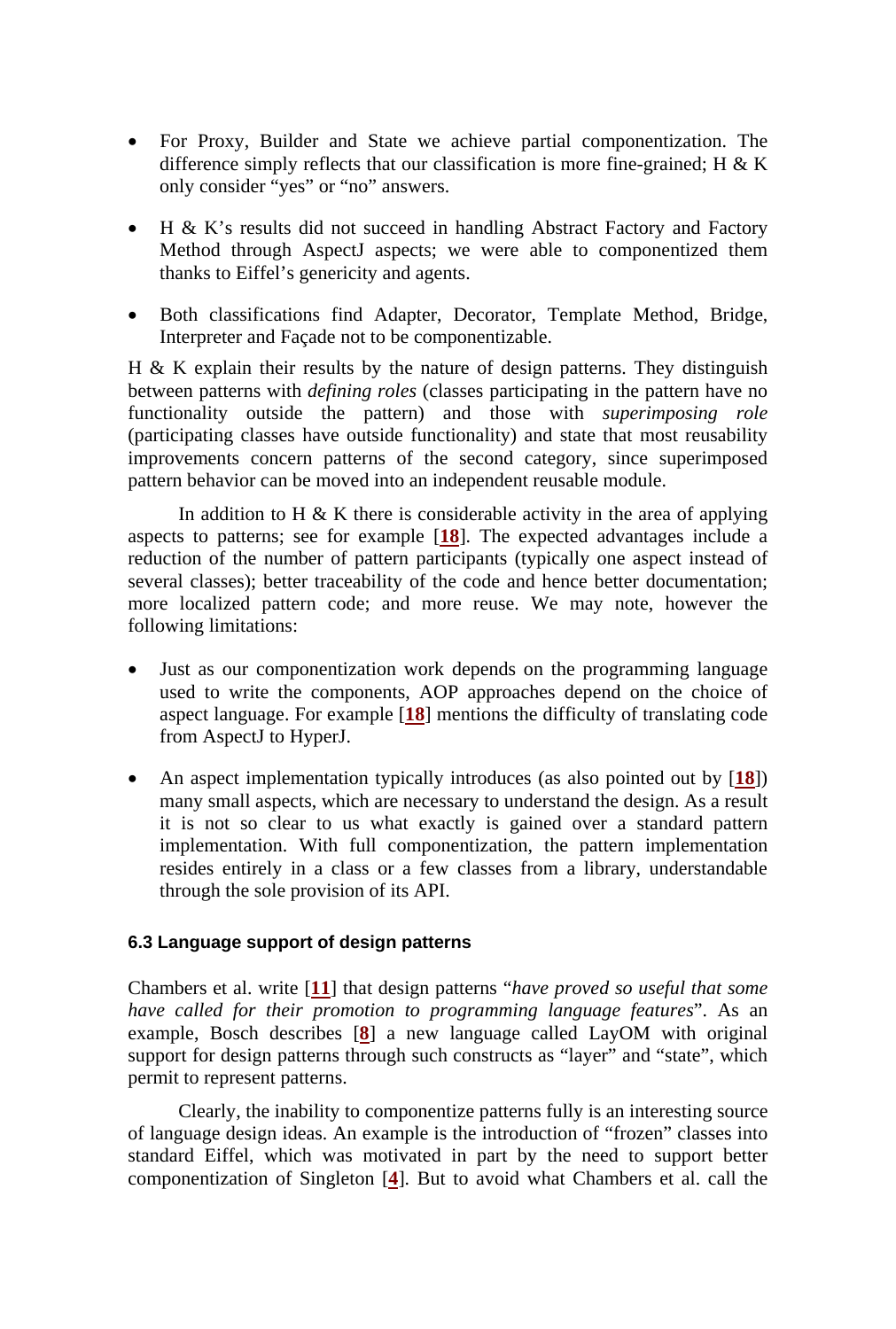- For Proxy, Builder and State we achieve partial componentization. The difference simply reflects that our classification is more fine-grained; H & K only consider "yes" or "no" answers.

- H & K's results did not succeed in handling Abstract Factory and Factory Method through AspectJ aspects; we were able to componentized them thanks to Eiffel's genericity and agents.

- Both classifications find Adapter, Decorator, Template Method, Bridge, Interpreter and Façade not to be componentizable.

H & K explain their results by the nature of design patterns. They distinguish between patterns with *defining roles* (classes participating in the pattern have no functionality outside the pattern) and those with *superimposing role* (participating classes have outside functionality) and state that most reusability improvements concern patterns of the second category, since superimposed pattern behavior can be moved into an independent reusable module.

In addition to H & K there is considerable activity in the area of applying aspects to patterns; see for example [**18**]. The expected advantages include a reduction of the number of pattern participants (typically one aspect instead of several classes); better traceability of the code and hence better documentation; more localized pattern code; and more reuse. We may note, however the following limitations:

- Just as our componentization work depends on the programming language used to write the components, AOP approaches depend on the choice of aspect language. For example [**18**] mentions the difficulty of translating code from AspectJ to HyperJ.

- An aspect implementation typically introduces (as also pointed out by [**18**]) many small aspects, which are necessary to understand the design. As a result it is not so clear to us what exactly is gained over a standard pattern implementation. With full componentization, the pattern implementation resides entirely in a class or a few classes from a library, understandable through the sole provision of its API.

### 6.3 Language support of design patterns

Chambers et al. write [**11**] that design patterns "*have proved so useful that some have called for their promotion to programming language features*". As an example, Bosch describes [**8**] a new language called LayOM with original support for design patterns through such constructs as "layer" and "state", which permit to represent patterns.

Clearly, the inability to componentize patterns fully is an interesting source of language design ideas. An example is the introduction of "frozen" classes into standard Eiffel, which was motivated in part by the need to support better componentization of Singleton [**4**]. But to avoid what Chambers et al. call the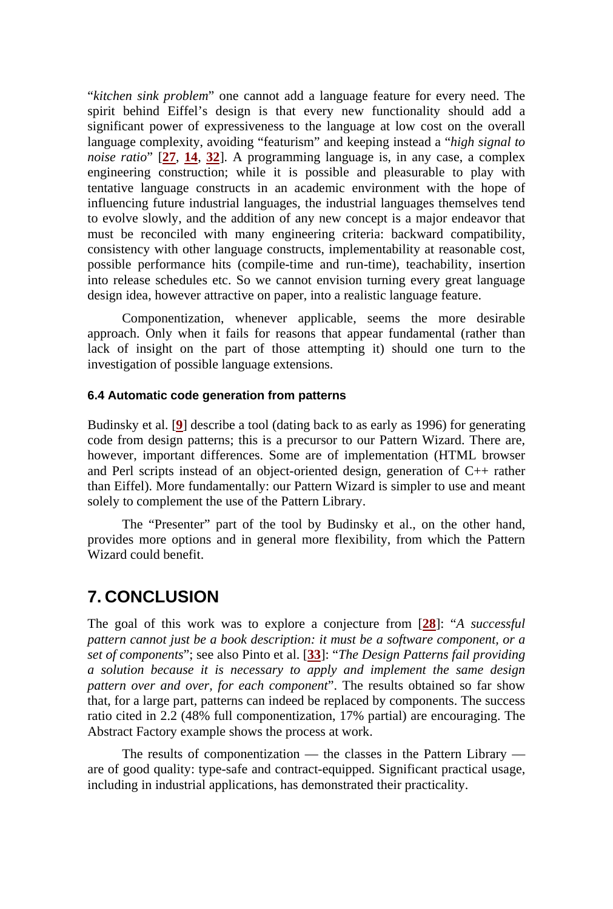"*kitchen sink problem*" one cannot add a language feature for every need. The spirit behind Eiffel's design is that every new functionality should add a significant power of expressiveness to the language at low cost on the overall language complexity, avoiding "featurism" and keeping instead a "*high signal to noise ratio*" [**27**, **14**, **32**]. A programming language is, in any case, a complex engineering construction; while it is possible and pleasurable to play with tentative language constructs in an academic environment with the hope of influencing future industrial languages, the industrial languages themselves tend to evolve slowly, and the addition of any new concept is a major endeavor that must be reconciled with many engineering criteria: backward compatibility, consistency with other language constructs, implementability at reasonable cost, possible performance hits (compile-time and run-time), teachability, insertion into release schedules etc. So we cannot envision turning every great language design idea, however attractive on paper, into a realistic language feature.

Componentization, whenever applicable, seems the more desirable approach. Only when it fails for reasons that appear fundamental (rather than lack of insight on the part of those attempting it) should one turn to the investigation of possible language extensions.

### 6.4 Automatic code generation from patterns

Budinsky et al. [**9**] describe a tool (dating back to as early as 1996) for generating code from design patterns; this is a precursor to our Pattern Wizard. There are, however, important differences. Some are of implementation (HTML browser and Perl scripts instead of an object-oriented design, generation of C++ rather than Eiffel). More fundamentally: our Pattern Wizard is simpler to use and meant solely to complement the use of the Pattern Library.

The "Presenter" part of the tool by Budinsky et al., on the other hand, provides more options and in general more flexibility, from which the Pattern Wizard could benefit.

## 7. CONCLUSION

The goal of this work was to explore a conjecture from [**28**]: "*A successful pattern cannot just be a book description: it must be a software component, or a set of components*"; see also Pinto et al. [**33**]: "*The Design Patterns fail providing a solution because it is necessary to apply and implement the same design pattern over and over, for each component*". The results obtained so far show that, for a large part, patterns can indeed be replaced by components. The success ratio cited in 2.2 (48% full componentization, 17% partial) are encouraging. The Abstract Factory example shows the process at work.

The results of componentization — the classes in the Pattern Library — are of good quality: type-safe and contract-equipped. Significant practical usage, including in industrial applications, has demonstrated their practicality.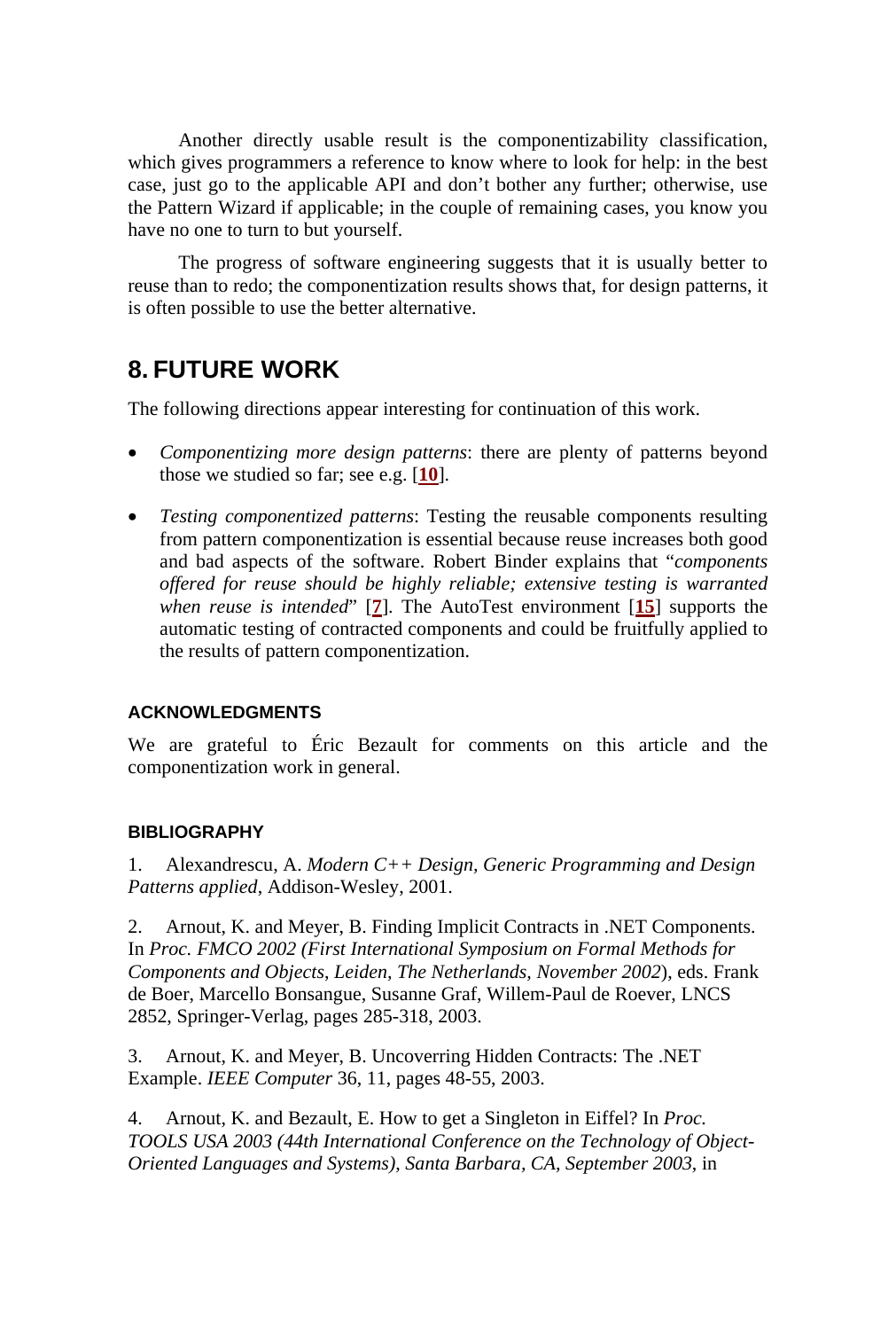Another directly usable result is the componentizability classification, which gives programmers a reference to know where to look for help: in the best case, just go to the applicable API and don't bother any further; otherwise, use the Pattern Wizard if applicable; in the couple of remaining cases, you know you have no one to turn to but yourself.

The progress of software engineering suggests that it is usually better to reuse than to redo; the componentization results shows that, for design patterns, it is often possible to use the better alternative.

## 8. FUTURE WORK

The following directions appear interesting for continuation of this work.

- *Componentizing more design patterns*: there are plenty of patterns beyond those we studied so far; see e.g. [**10**].
- *Testing componentized patterns*: Testing the reusable components resulting from pattern componentization is essential because reuse increases both good and bad aspects of the software. Robert Binder explains that "*components offered for reuse should be highly reliable; extensive testing is warranted when reuse is intended*" [**7**]. The AutoTest environment [**15**] supports the automatic testing of contracted components and could be fruitfully applied to the results of pattern componentization.

### ACKNOWLEDGMENTS

We are grateful to Éric Bezault for comments on this article and the componentization work in general.

### BIBLIOGRAPHY

1. Alexandrescu, A. *Modern C++ Design, Generic Programming and Design Patterns applied*, Addison-Wesley, 2001.

2. Arnout, K. and Meyer, B. Finding Implicit Contracts in .NET Components. In *Proc. FMCO 2002 (First International Symposium on Formal Methods for Components and Objects*, *Leiden, The Netherlands, November 2002*), eds. Frank de Boer, Marcello Bonsangue, Susanne Graf, Willem-Paul de Roever, LNCS 2852, Springer-Verlag, pages 285-318, 2003.

3. Arnout, K. and Meyer, B. Uncoverring Hidden Contracts: The .NET Example. *IEEE Computer* 36, 11, pages 48-55, 2003.

4. Arnout, K. and Bezault, E. How to get a Singleton in Eiffel? In *Proc. TOOLS USA 2003 (44th International Conference on the Technology of Object-Oriented Languages and Systems), Santa Barbara, CA, September 2003*, in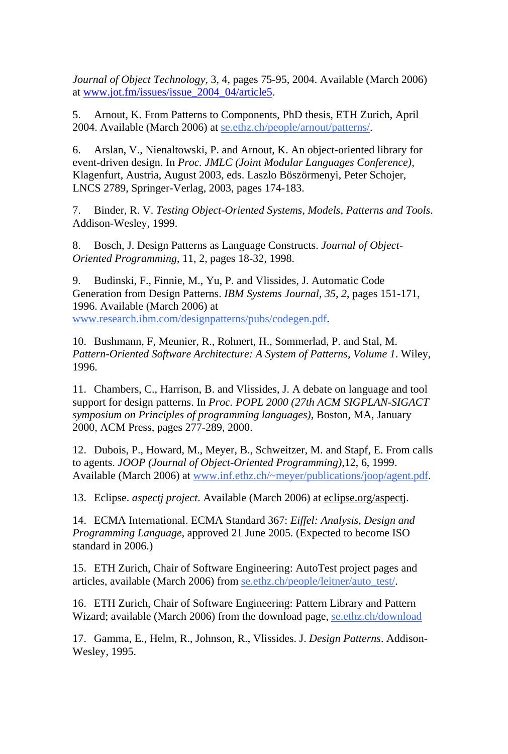*Journal of Object Technology*, 3, 4, pages 75-95, 2004. Available (March 2006) at www.jot.fm/issues/issue_2004_04/article5.

5. Arnout, K. From Patterns to Components, PhD thesis, ETH Zurich, April 2004. Available (March 2006) at se.ethz.ch/people/arnout/patterns/.

6. Arslan, V., Nienaltowski, P. and Arnout, K. An object-oriented library for event-driven design. In *Proc. JMLC (Joint Modular Languages Conference)*, Klagenfurt, Austria, August 2003, eds. Laszlo Böszörmenyi, Peter Schojer, LNCS 2789, Springer-Verlag, 2003, pages 174-183.

7. Binder, R. V. *Testing Object-Oriented Systems, Models, Patterns and Tools*. Addison-Wesley, 1999.

8. Bosch, J. Design Patterns as Language Constructs. *Journal of Object-Oriented Programming*, 11, 2, pages 18-32, 1998.

9. Budinski, F., Finnie, M., Yu, P. and Vlissides, J. Automatic Code Generation from Design Patterns. *IBM Systems Journal, 35, 2*, pages 151-171, 1996. Available (March 2006) at www.research.ibm.com/designpatterns/pubs/codegen.pdf.

10. Bushmann, F, Meunier, R., Rohnert, H., Sommerlad, P. and Stal, M. *Pattern-Oriented Software Architecture: A System of Patterns, Volume 1*. Wiley, 1996.

11. Chambers, C., Harrison, B. and Vlissides, J. A debate on language and tool support for design patterns. In *Proc. POPL 2000 (27th ACM SIGPLAN-SIGACT symposium on Principles of programming languages)*, Boston, MA, January 2000, ACM Press, pages 277-289, 2000.

12. Dubois, P., Howard, M., Meyer, B., Schweitzer, M. and Stapf, E. From calls to agents. *JOOP (Journal of Object-Oriented Programming)*,12, 6, 1999. Available (March 2006) at www.inf.ethz.ch/~meyer/publications/joop/agent.pdf.

13. Eclipse. *aspectj project*. Available (March 2006) at eclipse.org/aspectj.

14. ECMA International. ECMA Standard 367: *Eiffel: Analysis, Design and Programming Language*, approved 21 June 2005. (Expected to become ISO standard in 2006.)

15. ETH Zurich, Chair of Software Engineering: AutoTest project pages and articles, available (March 2006) from se.ethz.ch/people/leitner/auto_test/.

16. ETH Zurich, Chair of Software Engineering: Pattern Library and Pattern Wizard; available (March 2006) from the download page, se.ethz.ch/download

17. Gamma, E., Helm, R., Johnson, R., Vlissides. J. *Design Patterns*. Addison-Wesley, 1995.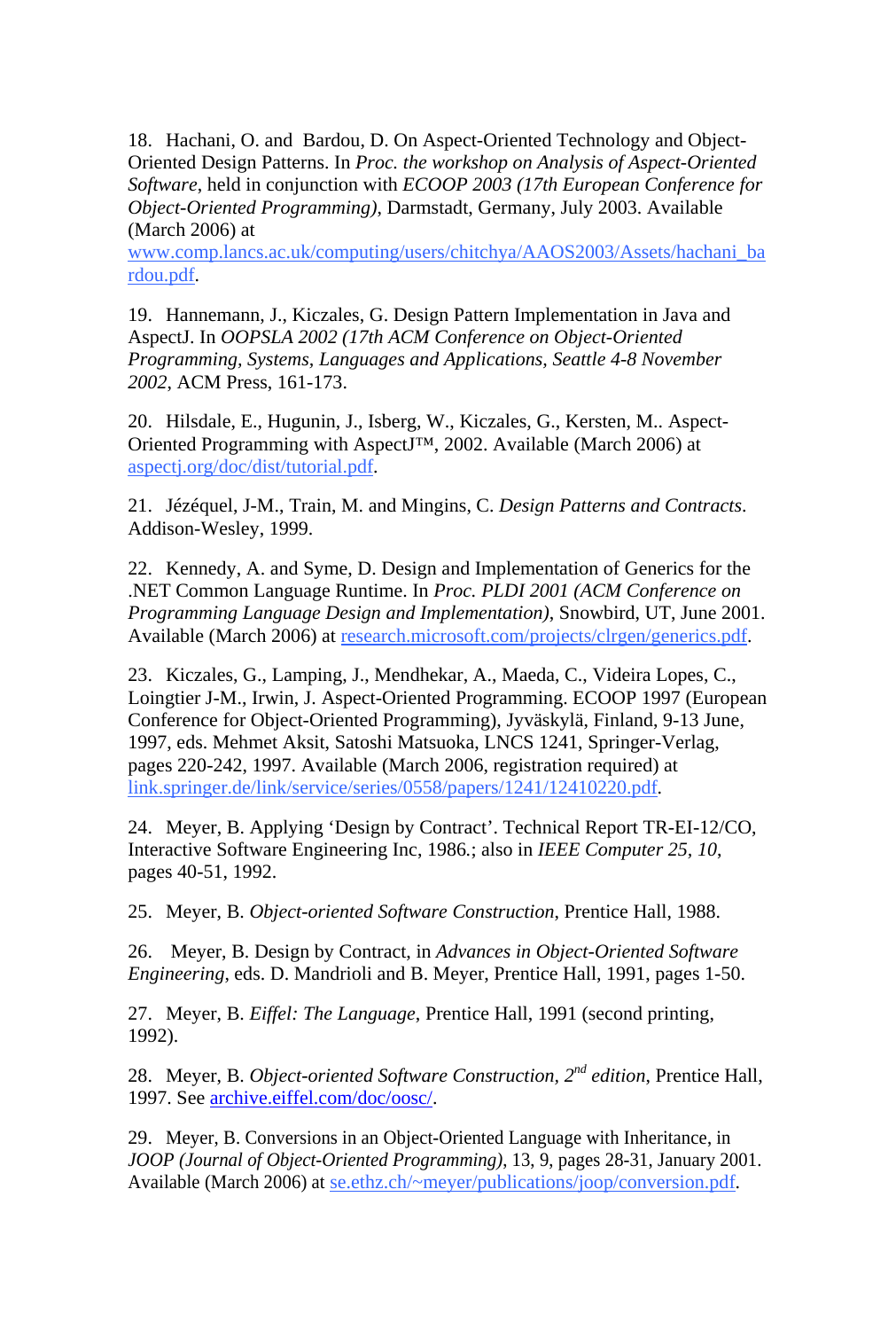18. Hachani, O. and Bardou, D. On Aspect-Oriented Technology and Object-Oriented Design Patterns. In *Proc. the workshop on Analysis of Aspect-Oriented Software*, held in conjunction with *ECOOP 2003 (17th European Conference for Object-Oriented Programming)*, Darmstadt, Germany, July 2003. Available (March 2006) at www.comp.lancs.ac.uk/computing/users/chitchya/AAOS2003/Assets/hachani_bardou.pdf.

19. Hannemann, J., Kiczales, G. Design Pattern Implementation in Java and AspectJ. In *OOPSLA 2002 (17th ACM Conference on Object-Oriented Programming, Systems, Languages and Applications, Seattle 4-8 November 2002*, ACM Press, 161-173.

20. Hilsdale, E., Hugunin, J., Isberg, W., Kiczales, G., Kersten, M.. Aspect-Oriented Programming with AspectJ™, 2002. Available (March 2006) at aspectj.org/doc/dist/tutorial.pdf.

21. Jézéquel, J-M., Train, M. and Mingins, C. *Design Patterns and Contracts*. Addison-Wesley, 1999.

22. Kennedy, A. and Syme, D. Design and Implementation of Generics for the .NET Common Language Runtime. In *Proc. PLDI 2001 (ACM Conference on Programming Language Design and Implementation)*, Snowbird, UT, June 2001. Available (March 2006) at research.microsoft.com/projects/clrgen/generics.pdf.

23. Kiczales, G., Lamping, J., Mendhekar, A., Maeda, C., Videira Lopes, C., Loingtier J-M., Irwin, J. Aspect-Oriented Programming. ECOOP 1997 (European Conference for Object-Oriented Programming), Jyväskylä, Finland, 9-13 June, 1997, eds. Mehmet Aksit, Satoshi Matsuoka, LNCS 1241, Springer-Verlag, pages 220-242, 1997. Available (March 2006, registration required) at link.springer.de/link/service/series/0558/papers/1241/12410220.pdf.

24. Meyer, B. Applying 'Design by Contract'. Technical Report TR-EI-12/CO, Interactive Software Engineering Inc, 1986.; also in *IEEE Computer 25, 10*, pages 40-51, 1992.

25. Meyer, B. *Object-oriented Software Construction*, Prentice Hall, 1988.

26. Meyer, B. Design by Contract, in *Advances in Object-Oriented Software Engineering*, eds. D. Mandrioli and B. Meyer, Prentice Hall, 1991, pages 1-50.

27. Meyer, B. *Eiffel: The Language*, Prentice Hall, 1991 (second printing, 1992).

28. Meyer, B. *Object-oriented Software Construction, 2nd edition*, Prentice Hall, 1997. See archive.eiffel.com/doc/oosc/.

29. Meyer, B. Conversions in an Object-Oriented Language with Inheritance, in *JOOP (Journal of Object-Oriented Programming)*, 13, 9, pages 28-31, January 2001. Available (March 2006) at se.ethz.ch/~meyer/publications/joop/conversion.pdf.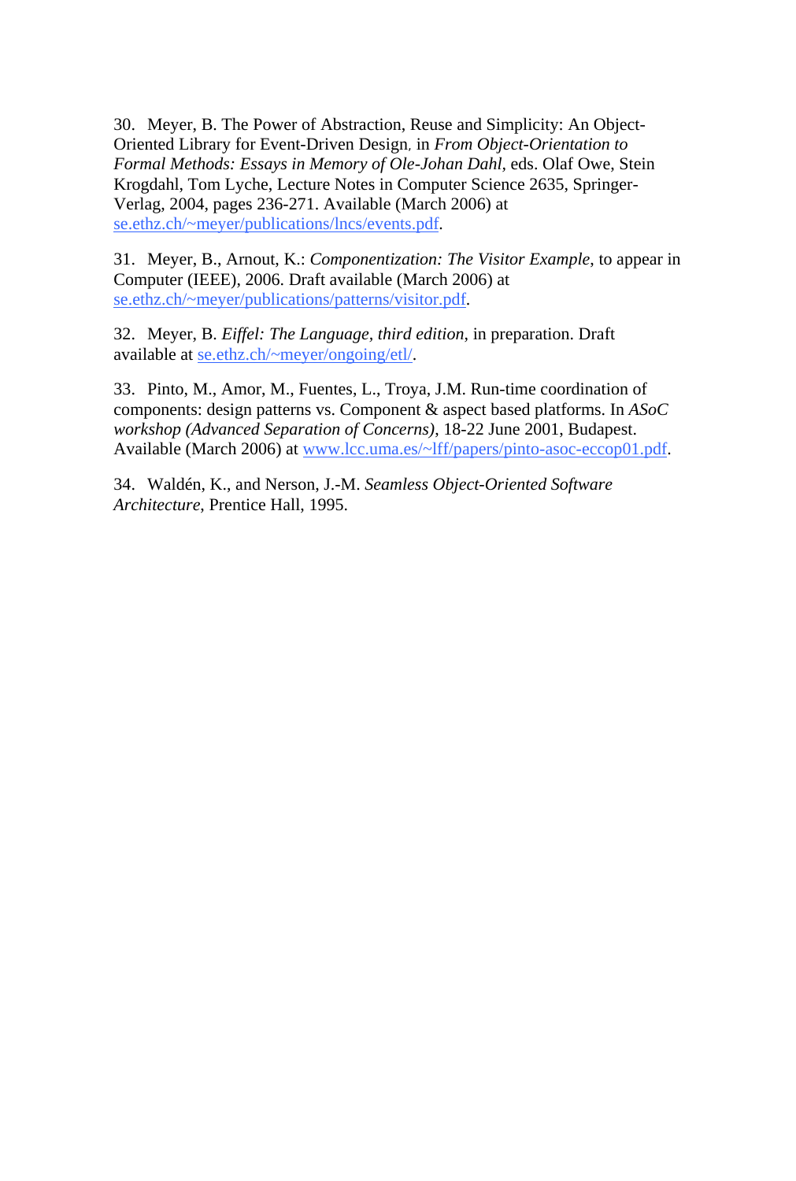30. Meyer, B. The Power of Abstraction, Reuse and Simplicity: An Object-Oriented Library for Event-Driven Design, in *From Object-Orientation to Formal Methods: Essays in Memory of Ole-Johan Dahl*, eds. Olaf Owe, Stein Krogdahl, Tom Lyche, Lecture Notes in Computer Science 2635, Springer-Verlag, 2004, pages 236-271. Available (March 2006) at se.ethz.ch/~meyer/publications/lncs/events.pdf.

31. Meyer, B., Arnout, K.: *Componentization: The Visitor Example*, to appear in Computer (IEEE), 2006. Draft available (March 2006) at se.ethz.ch/~meyer/publications/patterns/visitor.pdf.

32. Meyer, B. *Eiffel: The Language, third edition*, in preparation. Draft available at se.ethz.ch/~meyer/ongoing/etl/.

33. Pinto, M., Amor, M., Fuentes, L., Troya, J.M. Run-time coordination of components: design patterns vs. Component & aspect based platforms. In *ASoC workshop (Advanced Separation of Concerns)*, 18-22 June 2001, Budapest. Available (March 2006) at www.lcc.uma.es/~lff/papers/pinto-asoc-eccop01.pdf.

34. Waldén, K., and Nerson, J.-M. *Seamless Object-Oriented Software Architecture*, Prentice Hall, 1995.